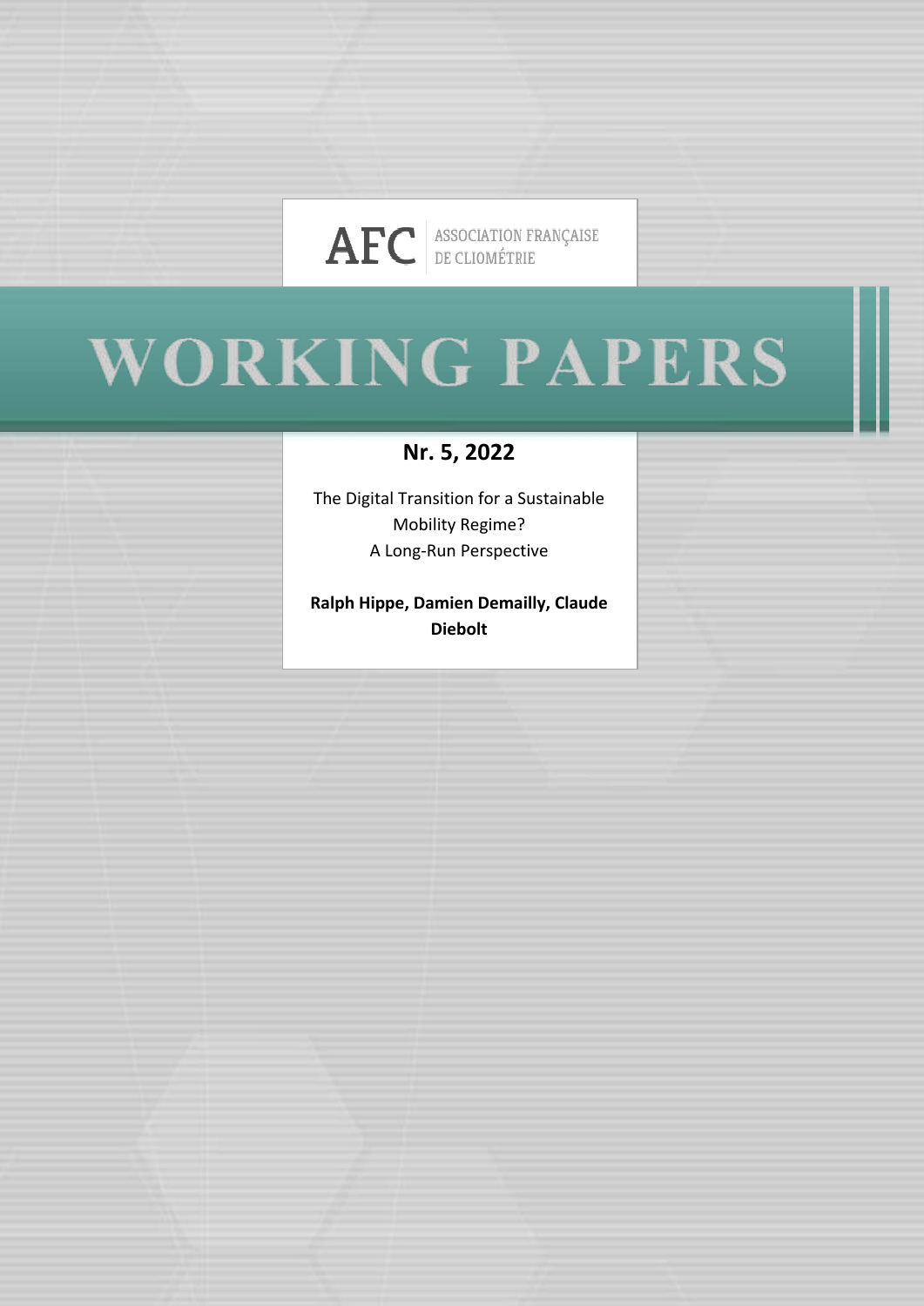AFC ASSOCIATION FRANÇAISE DE CLIOMÉTRIE

# WORKING PAPERS

**Nr. 5, 2022**

The Digital Transition for a Sustainable Mobility Regime?
A Long-Run Perspective

**Ralph Hippe, Damien Demailly, Claude Diebolt**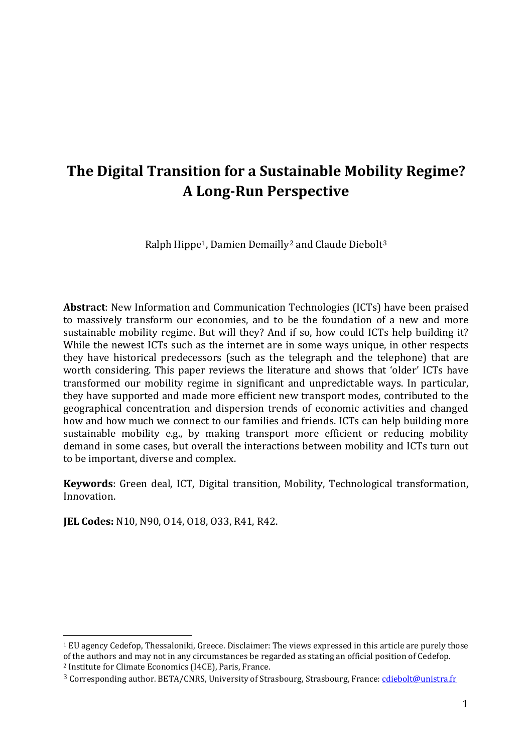# The Digital Transition for a Sustainable Mobility Regime? A Long-Run Perspective

Ralph Hippe[1], Damien Demailly[2] and Claude Diebolt[3]

**Abstract**: New Information and Communication Technologies (ICTs) have been praised to massively transform our economies, and to be the foundation of a new and more sustainable mobility regime. But will they? And if so, how could ICTs help building it? While the newest ICTs such as the internet are in some ways unique, in other respects they have historical predecessors (such as the telegraph and the telephone) that are worth considering. This paper reviews the literature and shows that 'older' ICTs have transformed our mobility regime in significant and unpredictable ways. In particular, they have supported and made more efficient new transport modes, contributed to the geographical concentration and dispersion trends of economic activities and changed how and how much we connect to our families and friends. ICTs can help building more sustainable mobility e.g., by making transport more efficient or reducing mobility demand in some cases, but overall the interactions between mobility and ICTs turn out to be important, diverse and complex.

**Keywords**: Green deal, ICT, Digital transition, Mobility, Technological transformation, Innovation.

**JEL Codes:** N10, N90, O14, O18, O33, R41, R42.

---

[1] EU agency Cedefop, Thessaloniki, Greece. Disclaimer: The views expressed in this article are purely those of the authors and may not in any circumstances be regarded as stating an official position of Cedefop.

[2] Institute for Climate Economics (I4CE), Paris, France.

[3] Corresponding author. BETA/CNRS, University of Strasbourg, Strasbourg, France: cdiebolt@unistra.fr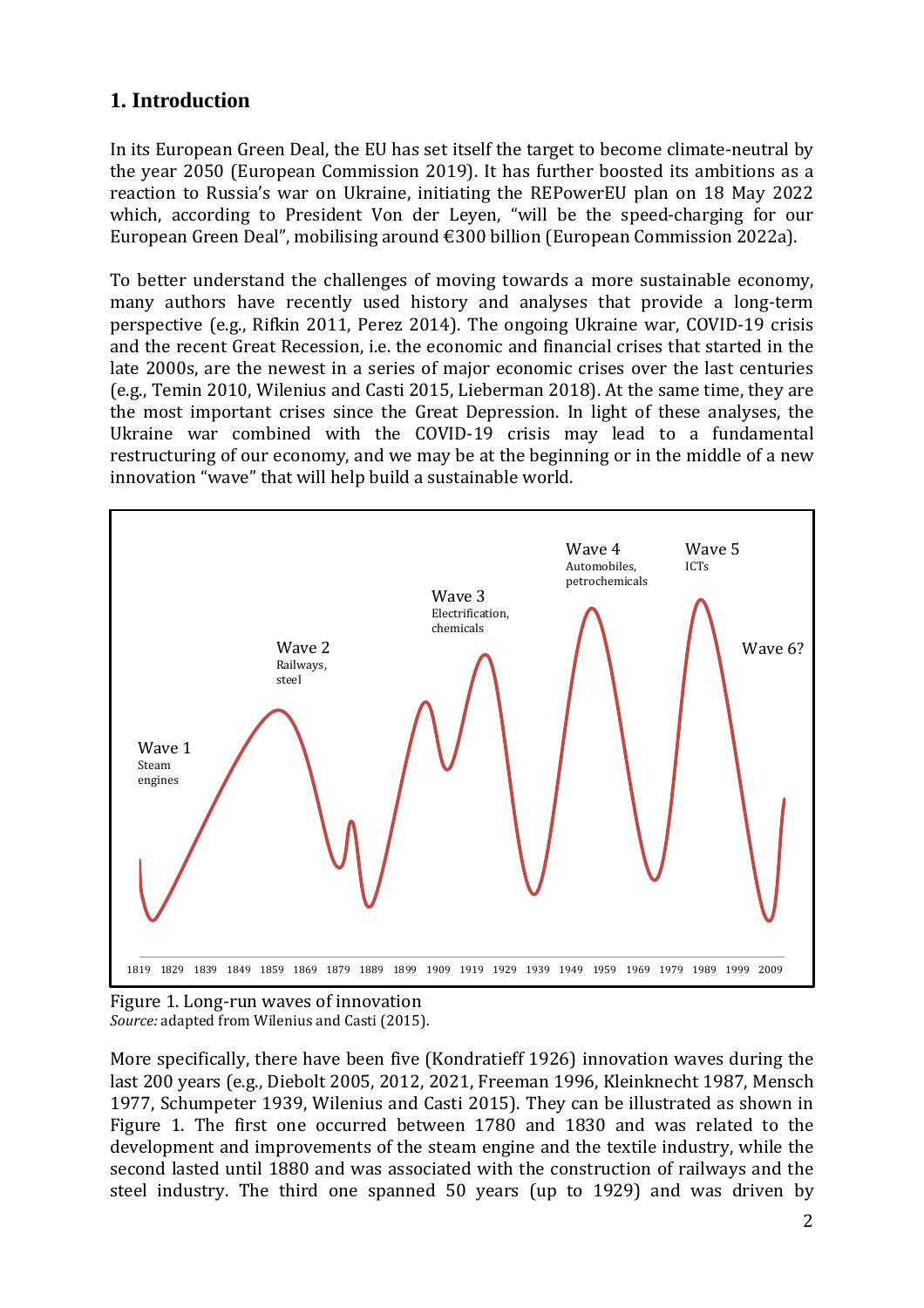## 1. Introduction

In its European Green Deal, the EU has set itself the target to become climate-neutral by the year 2050 (European Commission 2019). It has further boosted its ambitions as a reaction to Russia's war on Ukraine, initiating the REPowerEU plan on 18 May 2022 which, according to President Von der Leyen, "will be the speed-charging for our European Green Deal", mobilising around €300 billion (European Commission 2022a).

To better understand the challenges of moving towards a more sustainable economy, many authors have recently used history and analyses that provide a long-term perspective (e.g., Rifkin 2011, Perez 2014). The ongoing Ukraine war, COVID-19 crisis and the recent Great Recession, i.e. the economic and financial crises that started in the late 2000s, are the newest in a series of major economic crises over the last centuries (e.g., Temin 2010, Wilenius and Casti 2015, Lieberman 2018). At the same time, they are the most important crises since the Great Depression. In light of these analyses, the Ukraine war combined with the COVID-19 crisis may lead to a fundamental restructuring of our economy, and we may be at the beginning or in the middle of a new innovation "wave" that will help build a sustainable world.

Figure 1. Long-run waves of innovation
*Source:* adapted from Wilenius and Casti (2015).

More specifically, there have been five (Kondratieff 1926) innovation waves during the last 200 years (e.g., Diebolt 2005, 2012, 2021, Freeman 1996, Kleinknecht 1987, Mensch 1977, Schumpeter 1939, Wilenius and Casti 2015). They can be illustrated as shown in Figure 1. The first one occurred between 1780 and 1830 and was related to the development and improvements of the steam engine and the textile industry, while the second lasted until 1880 and was associated with the construction of railways and the steel industry. The third one spanned 50 years (up to 1929) and was driven by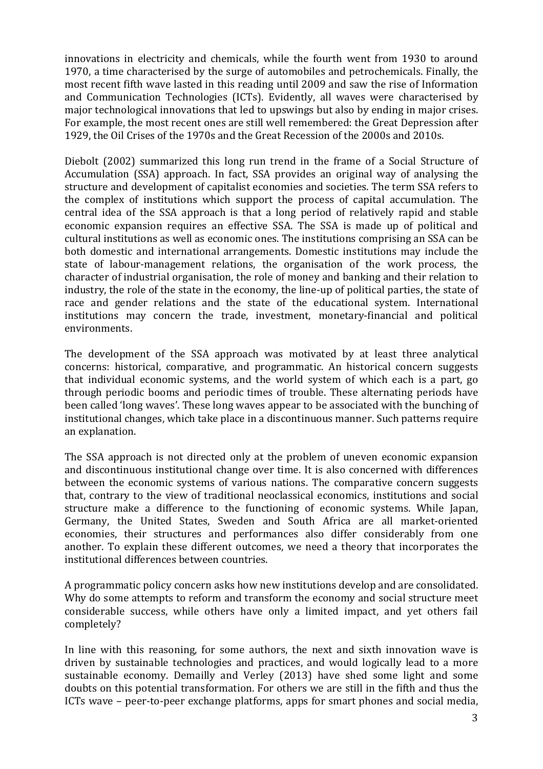innovations in electricity and chemicals, while the fourth went from 1930 to around 1970, a time characterised by the surge of automobiles and petrochemicals. Finally, the most recent fifth wave lasted in this reading until 2009 and saw the rise of Information and Communication Technologies (ICTs). Evidently, all waves were characterised by major technological innovations that led to upswings but also by ending in major crises. For example, the most recent ones are still well remembered: the Great Depression after 1929, the Oil Crises of the 1970s and the Great Recession of the 2000s and 2010s.

Diebolt (2002) summarized this long run trend in the frame of a Social Structure of Accumulation (SSA) approach. In fact, SSA provides an original way of analysing the structure and development of capitalist economies and societies. The term SSA refers to the complex of institutions which support the process of capital accumulation. The central idea of the SSA approach is that a long period of relatively rapid and stable economic expansion requires an effective SSA. The SSA is made up of political and cultural institutions as well as economic ones. The institutions comprising an SSA can be both domestic and international arrangements. Domestic institutions may include the state of labour-management relations, the organisation of the work process, the character of industrial organisation, the role of money and banking and their relation to industry, the role of the state in the economy, the line-up of political parties, the state of race and gender relations and the state of the educational system. International institutions may concern the trade, investment, monetary-financial and political environments.

The development of the SSA approach was motivated by at least three analytical concerns: historical, comparative, and programmatic. An historical concern suggests that individual economic systems, and the world system of which each is a part, go through periodic booms and periodic times of trouble. These alternating periods have been called 'long waves'. These long waves appear to be associated with the bunching of institutional changes, which take place in a discontinuous manner. Such patterns require an explanation.

The SSA approach is not directed only at the problem of uneven economic expansion and discontinuous institutional change over time. It is also concerned with differences between the economic systems of various nations. The comparative concern suggests that, contrary to the view of traditional neoclassical economics, institutions and social structure make a difference to the functioning of economic systems. While Japan, Germany, the United States, Sweden and South Africa are all market-oriented economies, their structures and performances also differ considerably from one another. To explain these different outcomes, we need a theory that incorporates the institutional differences between countries.

A programmatic policy concern asks how new institutions develop and are consolidated. Why do some attempts to reform and transform the economy and social structure meet considerable success, while others have only a limited impact, and yet others fail completely?

In line with this reasoning, for some authors, the next and sixth innovation wave is driven by sustainable technologies and practices, and would logically lead to a more sustainable economy. Demailly and Verley (2013) have shed some light and some doubts on this potential transformation. For others we are still in the fifth and thus the ICTs wave – peer-to-peer exchange platforms, apps for smart phones and social media,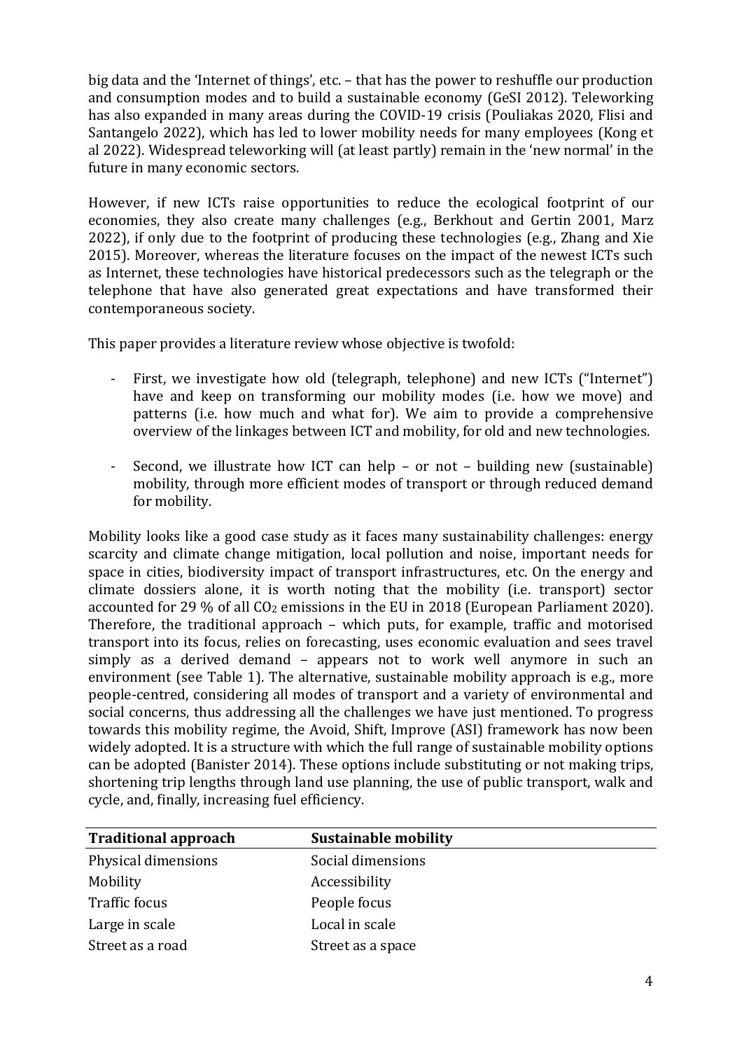big data and the 'Internet of things', etc. – that has the power to reshuffle our production and consumption modes and to build a sustainable economy (GeSI 2012). Teleworking has also expanded in many areas during the COVID-19 crisis (Pouliakas 2020, Flisi and Santangelo 2022), which has led to lower mobility needs for many employees (Kong et al 2022). Widespread teleworking will (at least partly) remain in the 'new normal' in the future in many economic sectors.

However, if new ICTs raise opportunities to reduce the ecological footprint of our economies, they also create many challenges (e.g., Berkhout and Gertin 2001, Marz 2022), if only due to the footprint of producing these technologies (e.g., Zhang and Xie 2015). Moreover, whereas the literature focuses on the impact of the newest ICTs such as Internet, these technologies have historical predecessors such as the telegraph or the telephone that have also generated great expectations and have transformed their contemporaneous society.

This paper provides a literature review whose objective is twofold:

- First, we investigate how old (telegraph, telephone) and new ICTs ("Internet") have and keep on transforming our mobility modes (i.e. how we move) and patterns (i.e. how much and what for). We aim to provide a comprehensive overview of the linkages between ICT and mobility, for old and new technologies.
- Second, we illustrate how ICT can help – or not – building new (sustainable) mobility, through more efficient modes of transport or through reduced demand for mobility.

Mobility looks like a good case study as it faces many sustainability challenges: energy scarcity and climate change mitigation, local pollution and noise, important needs for space in cities, biodiversity impact of transport infrastructures, etc. On the energy and climate dossiers alone, it is worth noting that the mobility (i.e. transport) sector accounted for 29 % of all $CO_2$ emissions in the EU in 2018 (European Parliament 2020). Therefore, the traditional approach – which puts, for example, traffic and motorised transport into its focus, relies on forecasting, uses economic evaluation and sees travel simply as a derived demand – appears not to work well anymore in such an environment (see Table 1). The alternative, sustainable mobility approach is e.g., more people-centred, considering all modes of transport and a variety of environmental and social concerns, thus addressing all the challenges we have just mentioned. To progress towards this mobility regime, the Avoid, Shift, Improve (ASI) framework has now been widely adopted. It is a structure with which the full range of sustainable mobility options can be adopted (Banister 2014). These options include substituting or not making trips, shortening trip lengths through land use planning, the use of public transport, walk and cycle, and, finally, increasing fuel efficiency.

| Traditional approach | Sustainable mobility |
|---|---|
| Physical dimensions | Social dimensions |
| Mobility | Accessibility |
| Traffic focus | People focus |
| Large in scale | Local in scale |
| Street as a road | Street as a space |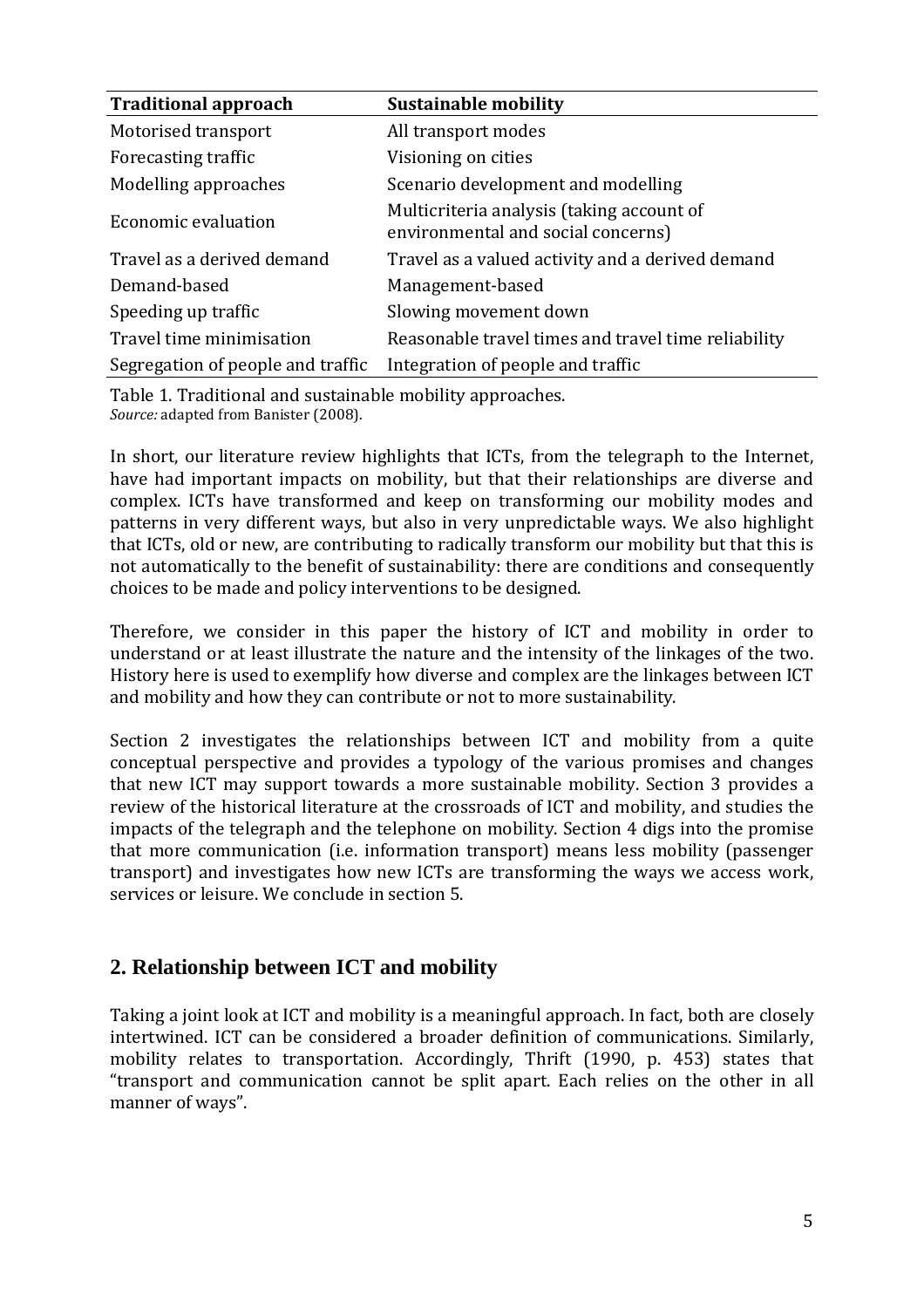| Traditional approach | Sustainable mobility |
|---|---|
| Motorised transport | All transport modes |
| Forecasting traffic | Visioning on cities |
| Modelling approaches | Scenario development and modelling |
| Economic evaluation | Multicriteria analysis (taking account of environmental and social concerns) |
| Travel as a derived demand | Travel as a valued activity and a derived demand |
| Demand-based | Management-based |
| Speeding up traffic | Slowing movement down |
| Travel time minimisation | Reasonable travel times and travel time reliability |
| Segregation of people and traffic | Integration of people and traffic |

Table 1. Traditional and sustainable mobility approaches.
*Source:* adapted from Banister (2008).

In short, our literature review highlights that ICTs, from the telegraph to the Internet, have had important impacts on mobility, but that their relationships are diverse and complex. ICTs have transformed and keep on transforming our mobility modes and patterns in very different ways, but also in very unpredictable ways. We also highlight that ICTs, old or new, are contributing to radically transform our mobility but that this is not automatically to the benefit of sustainability: there are conditions and consequently choices to be made and policy interventions to be designed.

Therefore, we consider in this paper the history of ICT and mobility in order to understand or at least illustrate the nature and the intensity of the linkages of the two. History here is used to exemplify how diverse and complex are the linkages between ICT and mobility and how they can contribute or not to more sustainability.

Section 2 investigates the relationships between ICT and mobility from a quite conceptual perspective and provides a typology of the various promises and changes that new ICT may support towards a more sustainable mobility. Section 3 provides a review of the historical literature at the crossroads of ICT and mobility, and studies the impacts of the telegraph and the telephone on mobility. Section 4 digs into the promise that more communication (i.e. information transport) means less mobility (passenger transport) and investigates how new ICTs are transforming the ways we access work, services or leisure. We conclude in section 5.

## 2. Relationship between ICT and mobility

Taking a joint look at ICT and mobility is a meaningful approach. In fact, both are closely intertwined. ICT can be considered a broader definition of communications. Similarly, mobility relates to transportation. Accordingly, Thrift (1990, p. 453) states that "transport and communication cannot be split apart. Each relies on the other in all manner of ways".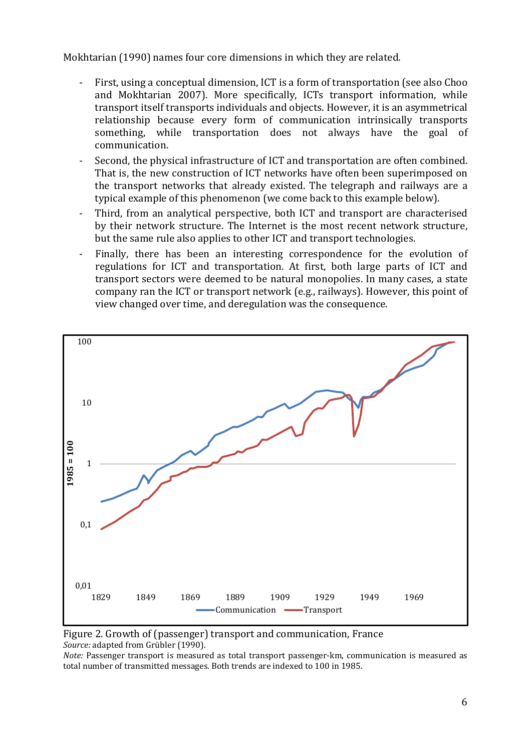Mokhtarian (1990) names four core dimensions in which they are related.

- First, using a conceptual dimension, ICT is a form of transportation (see also Choo and Mokhtarian 2007). More specifically, ICTs transport information, while transport itself transports individuals and objects. However, it is an asymmetrical relationship because every form of communication intrinsically transports something, while transportation does not always have the goal of communication.
- Second, the physical infrastructure of ICT and transportation are often combined. That is, the new construction of ICT networks have often been superimposed on the transport networks that already existed. The telegraph and railways are a typical example of this phenomenon (we come back to this example below).
- Third, from an analytical perspective, both ICT and transport are characterised by their network structure. The Internet is the most recent network structure, but the same rule also applies to other ICT and transport technologies.
- Finally, there has been an interesting correspondence for the evolution of regulations for ICT and transportation. At first, both large parts of ICT and transport sectors were deemed to be natural monopolies. In many cases, a state company ran the ICT or transport network (e.g., railways). However, this point of view changed over time, and deregulation was the consequence.

Figure 2. Growth of (passenger) transport and communication, France

*Source:* adapted from Grübler (1990).

*Note:* Passenger transport is measured as total transport passenger-km, communication is measured as total number of transmitted messages. Both trends are indexed to 100 in 1985.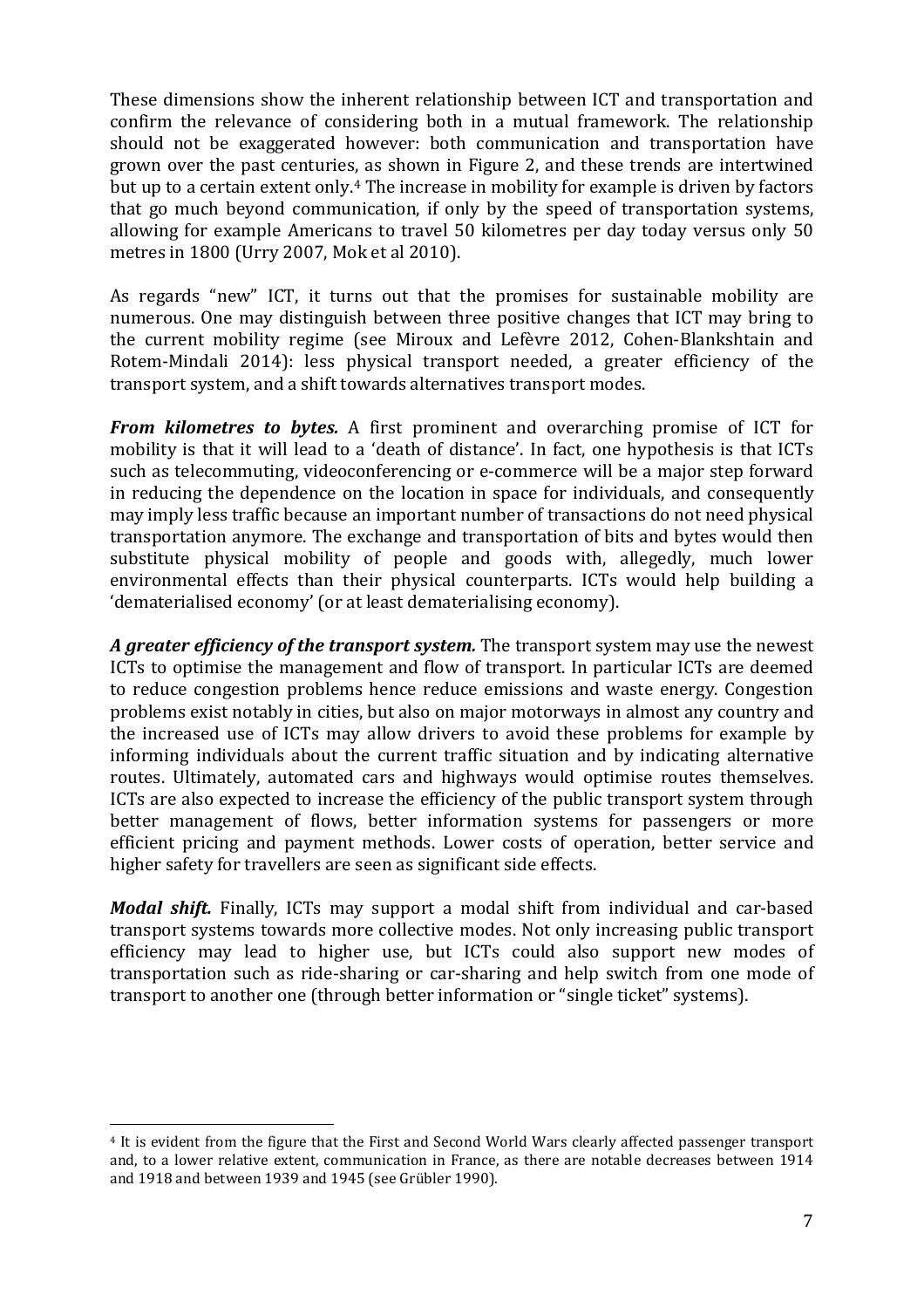These dimensions show the inherent relationship between ICT and transportation and confirm the relevance of considering both in a mutual framework. The relationship should not be exaggerated however: both communication and transportation have grown over the past centuries, as shown in Figure 2, and these trends are intertwined but up to a certain extent only.[4] The increase in mobility for example is driven by factors that go much beyond communication, if only by the speed of transportation systems, allowing for example Americans to travel 50 kilometres per day today versus only 50 metres in 1800 (Urry 2007, Mok et al 2010).

As regards "new" ICT, it turns out that the promises for sustainable mobility are numerous. One may distinguish between three positive changes that ICT may bring to the current mobility regime (see Miroux and Lefèvre 2012, Cohen-Blankshtain and Rotem-Mindali 2014): less physical transport needed, a greater efficiency of the transport system, and a shift towards alternatives transport modes.

***From kilometres to bytes.*** A first prominent and overarching promise of ICT for mobility is that it will lead to a 'death of distance'. In fact, one hypothesis is that ICTs such as telecommuting, videoconferencing or e-commerce will be a major step forward in reducing the dependence on the location in space for individuals, and consequently may imply less traffic because an important number of transactions do not need physical transportation anymore. The exchange and transportation of bits and bytes would then substitute physical mobility of people and goods with, allegedly, much lower environmental effects than their physical counterparts. ICTs would help building a 'dematerialised economy' (or at least dematerialising economy).

***A greater efficiency of the transport system.*** The transport system may use the newest ICTs to optimise the management and flow of transport. In particular ICTs are deemed to reduce congestion problems hence reduce emissions and waste energy. Congestion problems exist notably in cities, but also on major motorways in almost any country and the increased use of ICTs may allow drivers to avoid these problems for example by informing individuals about the current traffic situation and by indicating alternative routes. Ultimately, automated cars and highways would optimise routes themselves. ICTs are also expected to increase the efficiency of the public transport system through better management of flows, better information systems for passengers or more efficient pricing and payment methods. Lower costs of operation, better service and higher safety for travellers are seen as significant side effects.

***Modal shift.*** Finally, ICTs may support a modal shift from individual and car-based transport systems towards more collective modes. Not only increasing public transport efficiency may lead to higher use, but ICTs could also support new modes of transportation such as ride-sharing or car-sharing and help switch from one mode of transport to another one (through better information or "single ticket" systems).

[4] It is evident from the figure that the First and Second World Wars clearly affected passenger transport and, to a lower relative extent, communication in France, as there are notable decreases between 1914 and 1918 and between 1939 and 1945 (see Grübler 1990).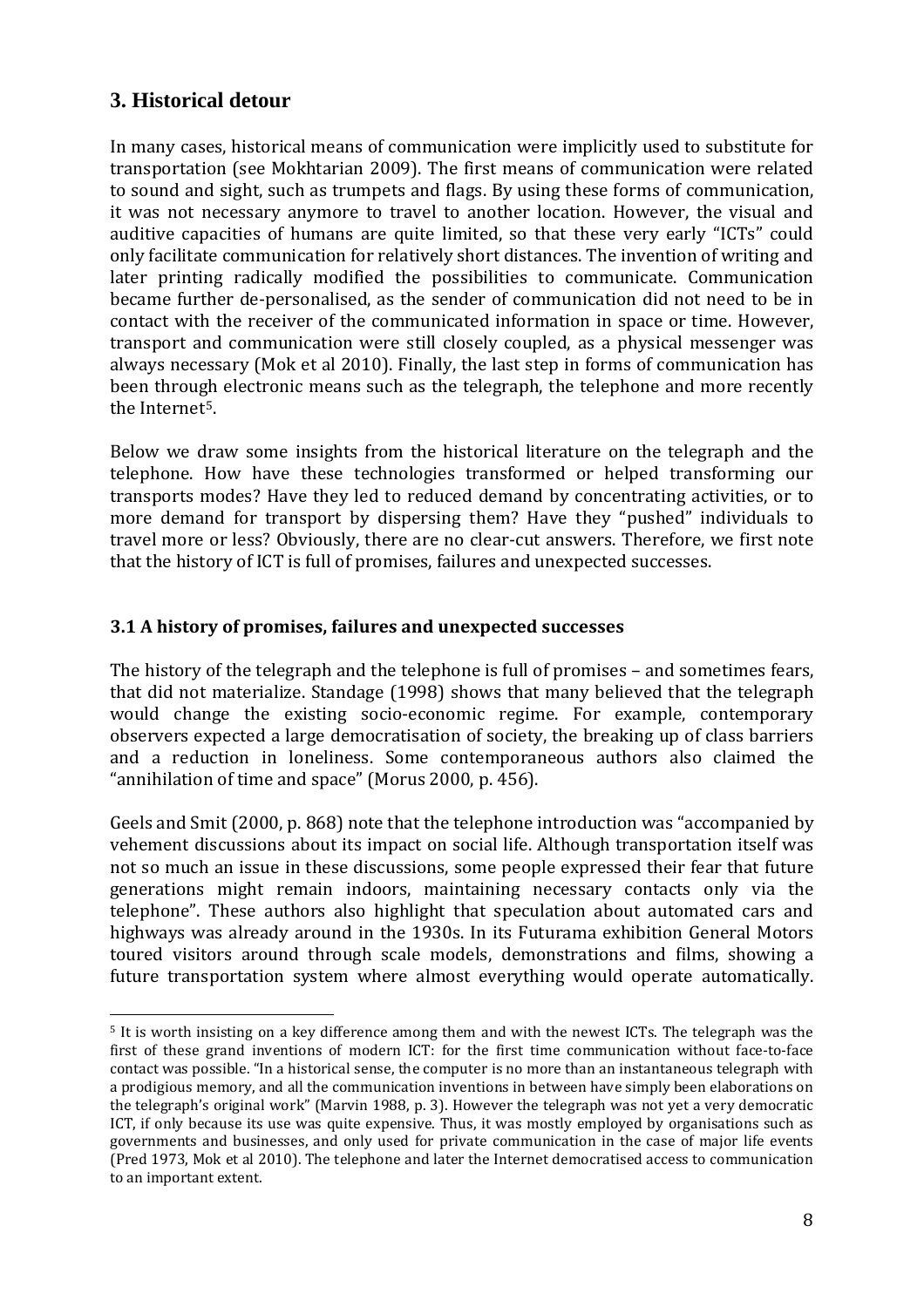## 3. Historical detour

In many cases, historical means of communication were implicitly used to substitute for transportation (see Mokhtarian 2009). The first means of communication were related to sound and sight, such as trumpets and flags. By using these forms of communication, it was not necessary anymore to travel to another location. However, the visual and auditive capacities of humans are quite limited, so that these very early "ICTs" could only facilitate communication for relatively short distances. The invention of writing and later printing radically modified the possibilities to communicate. Communication became further de-personalised, as the sender of communication did not need to be in contact with the receiver of the communicated information in space or time. However, transport and communication were still closely coupled, as a physical messenger was always necessary (Mok et al 2010). Finally, the last step in forms of communication has been through electronic means such as the telegraph, the telephone and more recently the Internet[5].

Below we draw some insights from the historical literature on the telegraph and the telephone. How have these technologies transformed or helped transforming our transports modes? Have they led to reduced demand by concentrating activities, or to more demand for transport by dispersing them? Have they "pushed" individuals to travel more or less? Obviously, there are no clear-cut answers. Therefore, we first note that the history of ICT is full of promises, failures and unexpected successes.

### 3.1 A history of promises, failures and unexpected successes

The history of the telegraph and the telephone is full of promises – and sometimes fears, that did not materialize. Standage (1998) shows that many believed that the telegraph would change the existing socio-economic regime. For example, contemporary observers expected a large democratisation of society, the breaking up of class barriers and a reduction in loneliness. Some contemporaneous authors also claimed the "annihilation of time and space" (Morus 2000, p. 456).

Geels and Smit (2000, p. 868) note that the telephone introduction was "accompanied by vehement discussions about its impact on social life. Although transportation itself was not so much an issue in these discussions, some people expressed their fear that future generations might remain indoors, maintaining necessary contacts only via the telephone". These authors also highlight that speculation about automated cars and highways was already around in the 1930s. In its Futurama exhibition General Motors toured visitors around through scale models, demonstrations and films, showing a future transportation system where almost everything would operate automatically.

[5] It is worth insisting on a key difference among them and with the newest ICTs. The telegraph was the first of these grand inventions of modern ICT: for the first time communication without face-to-face contact was possible. "In a historical sense, the computer is no more than an instantaneous telegraph with a prodigious memory, and all the communication inventions in between have simply been elaborations on the telegraph's original work" (Marvin 1988, p. 3). However the telegraph was not yet a very democratic ICT, if only because its use was quite expensive. Thus, it was mostly employed by organisations such as governments and businesses, and only used for private communication in the case of major life events (Pred 1973, Mok et al 2010). The telephone and later the Internet democratised access to communication to an important extent.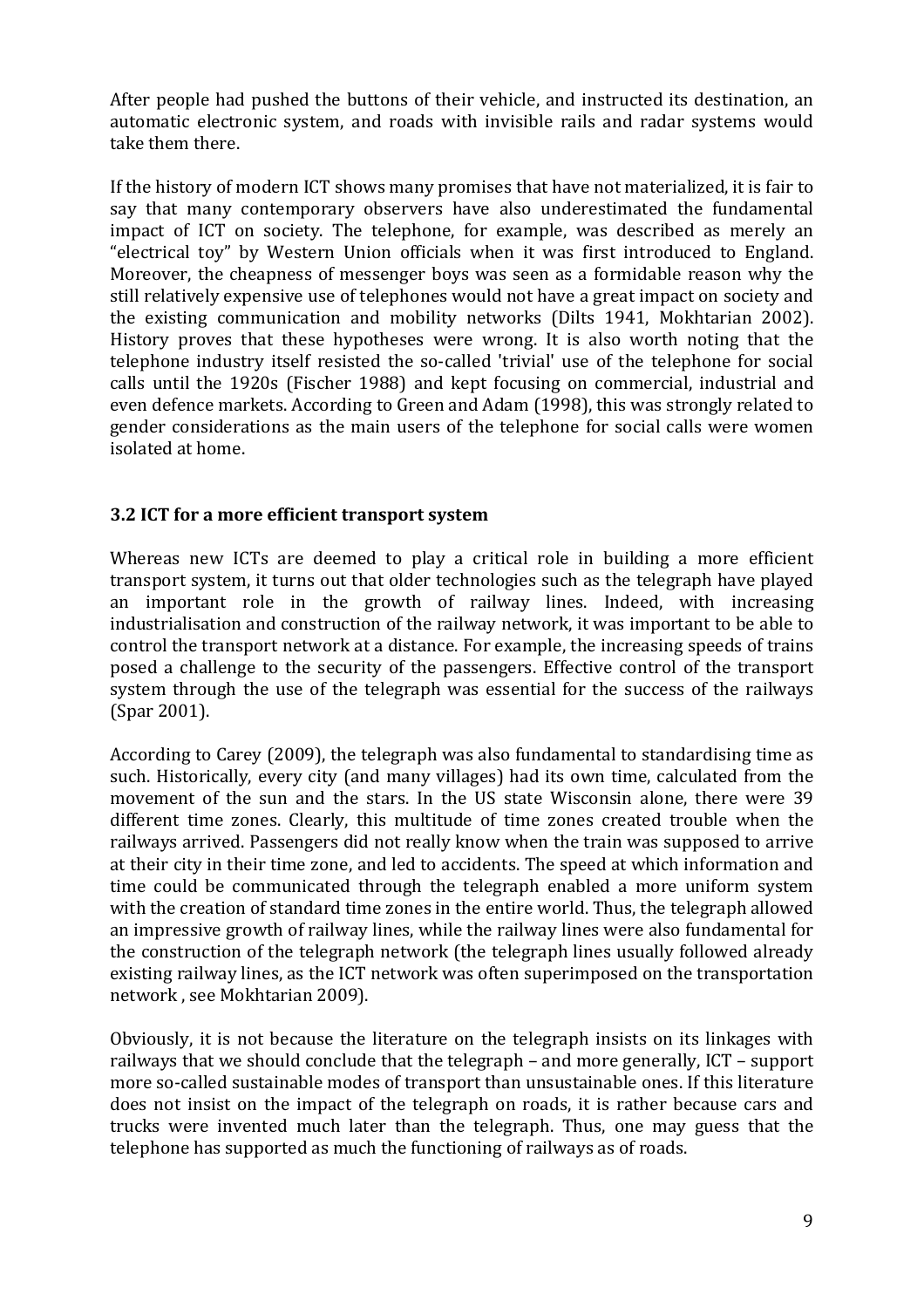After people had pushed the buttons of their vehicle, and instructed its destination, an automatic electronic system, and roads with invisible rails and radar systems would take them there.

If the history of modern ICT shows many promises that have not materialized, it is fair to say that many contemporary observers have also underestimated the fundamental impact of ICT on society. The telephone, for example, was described as merely an "electrical toy" by Western Union officials when it was first introduced to England. Moreover, the cheapness of messenger boys was seen as a formidable reason why the still relatively expensive use of telephones would not have a great impact on society and the existing communication and mobility networks (Dilts 1941, Mokhtarian 2002). History proves that these hypotheses were wrong. It is also worth noting that the telephone industry itself resisted the so-called 'trivial' use of the telephone for social calls until the 1920s (Fischer 1988) and kept focusing on commercial, industrial and even defence markets. According to Green and Adam (1998), this was strongly related to gender considerations as the main users of the telephone for social calls were women isolated at home.

### 3.2 ICT for a more efficient transport system

Whereas new ICTs are deemed to play a critical role in building a more efficient transport system, it turns out that older technologies such as the telegraph have played an important role in the growth of railway lines. Indeed, with increasing industrialisation and construction of the railway network, it was important to be able to control the transport network at a distance. For example, the increasing speeds of trains posed a challenge to the security of the passengers. Effective control of the transport system through the use of the telegraph was essential for the success of the railways (Spar 2001).

According to Carey (2009), the telegraph was also fundamental to standardising time as such. Historically, every city (and many villages) had its own time, calculated from the movement of the sun and the stars. In the US state Wisconsin alone, there were 39 different time zones. Clearly, this multitude of time zones created trouble when the railways arrived. Passengers did not really know when the train was supposed to arrive at their city in their time zone, and led to accidents. The speed at which information and time could be communicated through the telegraph enabled a more uniform system with the creation of standard time zones in the entire world. Thus, the telegraph allowed an impressive growth of railway lines, while the railway lines were also fundamental for the construction of the telegraph network (the telegraph lines usually followed already existing railway lines, as the ICT network was often superimposed on the transportation network , see Mokhtarian 2009).

Obviously, it is not because the literature on the telegraph insists on its linkages with railways that we should conclude that the telegraph – and more generally, ICT – support more so-called sustainable modes of transport than unsustainable ones. If this literature does not insist on the impact of the telegraph on roads, it is rather because cars and trucks were invented much later than the telegraph. Thus, one may guess that the telephone has supported as much the functioning of railways as of roads.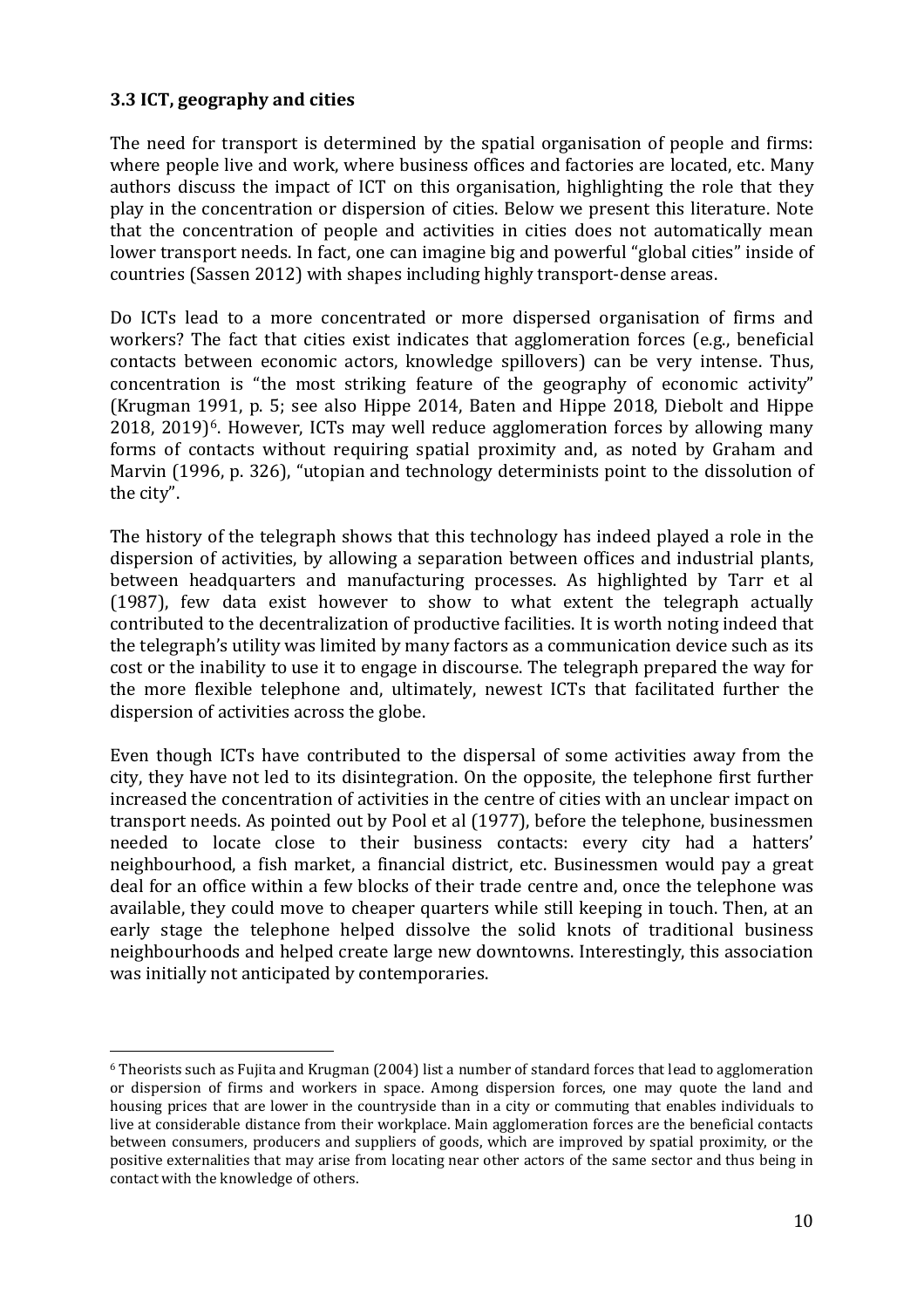### 3.3 ICT, geography and cities

The need for transport is determined by the spatial organisation of people and firms: where people live and work, where business offices and factories are located, etc. Many authors discuss the impact of ICT on this organisation, highlighting the role that they play in the concentration or dispersion of cities. Below we present this literature. Note that the concentration of people and activities in cities does not automatically mean lower transport needs. In fact, one can imagine big and powerful "global cities" inside of countries (Sassen 2012) with shapes including highly transport-dense areas.

Do ICTs lead to a more concentrated or more dispersed organisation of firms and workers? The fact that cities exist indicates that agglomeration forces (e.g., beneficial contacts between economic actors, knowledge spillovers) can be very intense. Thus, concentration is "the most striking feature of the geography of economic activity" (Krugman 1991, p. 5; see also Hippe 2014, Baten and Hippe 2018, Diebolt and Hippe 2018, 2019)[6]. However, ICTs may well reduce agglomeration forces by allowing many forms of contacts without requiring spatial proximity and, as noted by Graham and Marvin (1996, p. 326), "utopian and technology determinists point to the dissolution of the city".

The history of the telegraph shows that this technology has indeed played a role in the dispersion of activities, by allowing a separation between offices and industrial plants, between headquarters and manufacturing processes. As highlighted by Tarr et al (1987), few data exist however to show to what extent the telegraph actually contributed to the decentralization of productive facilities. It is worth noting indeed that the telegraph's utility was limited by many factors as a communication device such as its cost or the inability to use it to engage in discourse. The telegraph prepared the way for the more flexible telephone and, ultimately, newest ICTs that facilitated further the dispersion of activities across the globe.

Even though ICTs have contributed to the dispersal of some activities away from the city, they have not led to its disintegration. On the opposite, the telephone first further increased the concentration of activities in the centre of cities with an unclear impact on transport needs. As pointed out by Pool et al (1977), before the telephone, businessmen needed to locate close to their business contacts: every city had a hatters' neighbourhood, a fish market, a financial district, etc. Businessmen would pay a great deal for an office within a few blocks of their trade centre and, once the telephone was available, they could move to cheaper quarters while still keeping in touch. Then, at an early stage the telephone helped dissolve the solid knots of traditional business neighbourhoods and helped create large new downtowns. Interestingly, this association was initially not anticipated by contemporaries.

---

[6] Theorists such as Fujita and Krugman (2004) list a number of standard forces that lead to agglomeration or dispersion of firms and workers in space. Among dispersion forces, one may quote the land and housing prices that are lower in the countryside than in a city or commuting that enables individuals to live at considerable distance from their workplace. Main agglomeration forces are the beneficial contacts between consumers, producers and suppliers of goods, which are improved by spatial proximity, or the positive externalities that may arise from locating near other actors of the same sector and thus being in contact with the knowledge of others.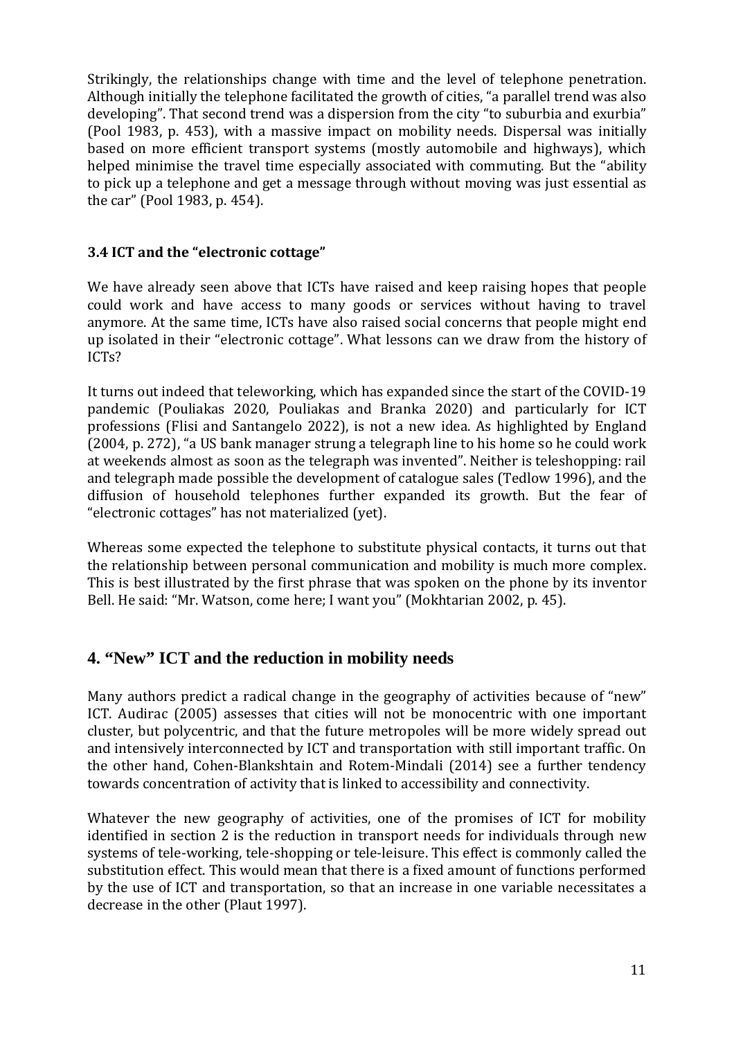Strikingly, the relationships change with time and the level of telephone penetration. Although initially the telephone facilitated the growth of cities, "a parallel trend was also developing". That second trend was a dispersion from the city "to suburbia and exurbia" (Pool 1983, p. 453), with a massive impact on mobility needs. Dispersal was initially based on more efficient transport systems (mostly automobile and highways), which helped minimise the travel time especially associated with commuting. But the "ability to pick up a telephone and get a message through without moving was just essential as the car" (Pool 1983, p. 454).

### 3.4 ICT and the "electronic cottage"

We have already seen above that ICTs have raised and keep raising hopes that people could work and have access to many goods or services without having to travel anymore. At the same time, ICTs have also raised social concerns that people might end up isolated in their "electronic cottage". What lessons can we draw from the history of ICTs?

It turns out indeed that teleworking, which has expanded since the start of the COVID-19 pandemic (Pouliakas 2020, Pouliakas and Branka 2020) and particularly for ICT professions (Flisi and Santangelo 2022), is not a new idea. As highlighted by England (2004, p. 272), "a US bank manager strung a telegraph line to his home so he could work at weekends almost as soon as the telegraph was invented". Neither is teleshopping: rail and telegraph made possible the development of catalogue sales (Tedlow 1996), and the diffusion of household telephones further expanded its growth. But the fear of "electronic cottages" has not materialized (yet).

Whereas some expected the telephone to substitute physical contacts, it turns out that the relationship between personal communication and mobility is much more complex. This is best illustrated by the first phrase that was spoken on the phone by its inventor Bell. He said: "Mr. Watson, come here; I want you" (Mokhtarian 2002, p. 45).

## 4. "New" ICT and the reduction in mobility needs

Many authors predict a radical change in the geography of activities because of "new" ICT. Audirac (2005) assesses that cities will not be monocentric with one important cluster, but polycentric, and that the future metropoles will be more widely spread out and intensively interconnected by ICT and transportation with still important traffic. On the other hand, Cohen-Blankshtain and Rotem-Mindali (2014) see a further tendency towards concentration of activity that is linked to accessibility and connectivity.

Whatever the new geography of activities, one of the promises of ICT for mobility identified in section 2 is the reduction in transport needs for individuals through new systems of tele-working, tele-shopping or tele-leisure. This effect is commonly called the substitution effect. This would mean that there is a fixed amount of functions performed by the use of ICT and transportation, so that an increase in one variable necessitates a decrease in the other (Plaut 1997).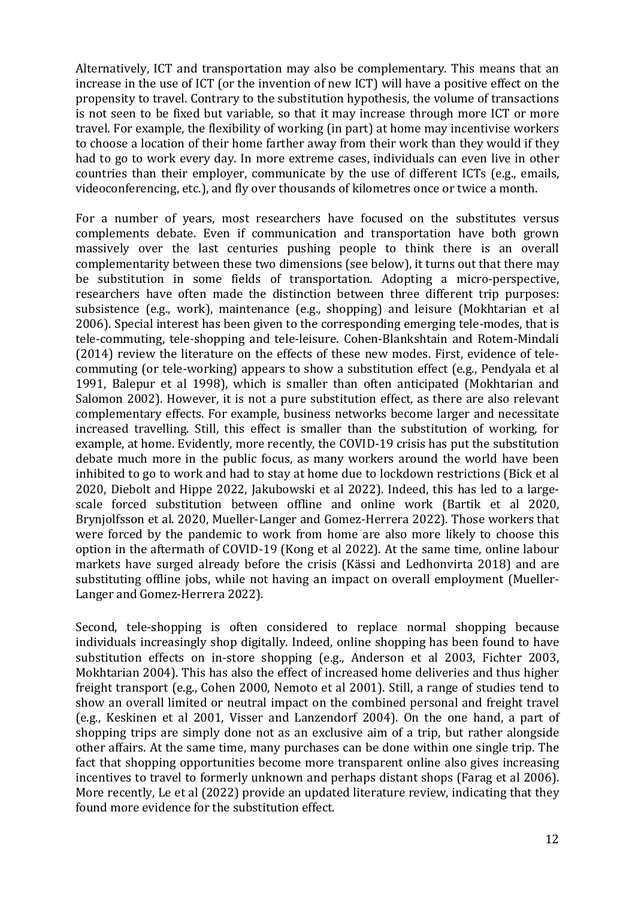Alternatively, ICT and transportation may also be complementary. This means that an increase in the use of ICT (or the invention of new ICT) will have a positive effect on the propensity to travel. Contrary to the substitution hypothesis, the volume of transactions is not seen to be fixed but variable, so that it may increase through more ICT or more travel. For example, the flexibility of working (in part) at home may incentivise workers to choose a location of their home farther away from their work than they would if they had to go to work every day. In more extreme cases, individuals can even live in other countries than their employer, communicate by the use of different ICTs (e.g., emails, videoconferencing, etc.), and fly over thousands of kilometres once or twice a month.

For a number of years, most researchers have focused on the substitutes versus complements debate. Even if communication and transportation have both grown massively over the last centuries pushing people to think there is an overall complementarity between these two dimensions (see below), it turns out that there may be substitution in some fields of transportation. Adopting a micro-perspective, researchers have often made the distinction between three different trip purposes: subsistence (e.g., work), maintenance (e.g., shopping) and leisure (Mokhtarian et al 2006). Special interest has been given to the corresponding emerging tele-modes, that is tele-commuting, tele-shopping and tele-leisure. Cohen-Blankshtain and Rotem-Mindali (2014) review the literature on the effects of these new modes. First, evidence of tele-commuting (or tele-working) appears to show a substitution effect (e.g., Pendyala et al 1991, Balepur et al 1998), which is smaller than often anticipated (Mokhtarian and Salomon 2002). However, it is not a pure substitution effect, as there are also relevant complementary effects. For example, business networks become larger and necessitate increased travelling. Still, this effect is smaller than the substitution of working, for example, at home. Evidently, more recently, the COVID-19 crisis has put the substitution debate much more in the public focus, as many workers around the world have been inhibited to go to work and had to stay at home due to lockdown restrictions (Bick et al 2020, Diebolt and Hippe 2022, Jakubowski et al 2022). Indeed, this has led to a large-scale forced substitution between offline and online work (Bartik et al 2020, Brynjolfsson et al. 2020, Mueller-Langer and Gomez-Herrera 2022). Those workers that were forced by the pandemic to work from home are also more likely to choose this option in the aftermath of COVID-19 (Kong et al 2022). At the same time, online labour markets have surged already before the crisis (Kässi and Ledhonvirta 2018) and are substituting offline jobs, while not having an impact on overall employment (Mueller-Langer and Gomez-Herrera 2022).

Second, tele-shopping is often considered to replace normal shopping because individuals increasingly shop digitally. Indeed, online shopping has been found to have substitution effects on in-store shopping (e.g., Anderson et al 2003, Fichter 2003, Mokhtarian 2004). This has also the effect of increased home deliveries and thus higher freight transport (e.g., Cohen 2000, Nemoto et al 2001). Still, a range of studies tend to show an overall limited or neutral impact on the combined personal and freight travel (e.g., Keskinen et al 2001, Visser and Lanzendorf 2004). On the one hand, a part of shopping trips are simply done not as an exclusive aim of a trip, but rather alongside other affairs. At the same time, many purchases can be done within one single trip. The fact that shopping opportunities become more transparent online also gives increasing incentives to travel to formerly unknown and perhaps distant shops (Farag et al 2006). More recently, Le et al (2022) provide an updated literature review, indicating that they found more evidence for the substitution effect.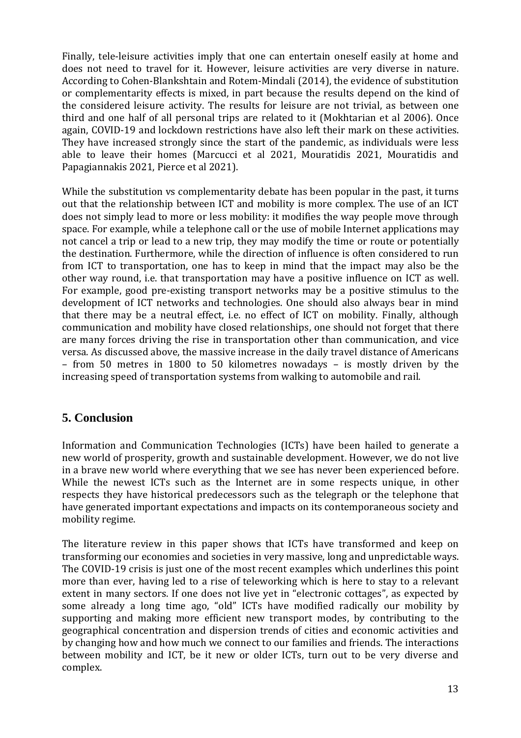Finally, tele-leisure activities imply that one can entertain oneself easily at home and does not need to travel for it. However, leisure activities are very diverse in nature. According to Cohen-Blankshtain and Rotem-Mindali (2014), the evidence of substitution or complementarity effects is mixed, in part because the results depend on the kind of the considered leisure activity. The results for leisure are not trivial, as between one third and one half of all personal trips are related to it (Mokhtarian et al 2006). Once again, COVID-19 and lockdown restrictions have also left their mark on these activities. They have increased strongly since the start of the pandemic, as individuals were less able to leave their homes (Marcucci et al 2021, Mouratidis 2021, Mouratidis and Papagiannakis 2021, Pierce et al 2021).

While the substitution vs complementarity debate has been popular in the past, it turns out that the relationship between ICT and mobility is more complex. The use of an ICT does not simply lead to more or less mobility: it modifies the way people move through space. For example, while a telephone call or the use of mobile Internet applications may not cancel a trip or lead to a new trip, they may modify the time or route or potentially the destination. Furthermore, while the direction of influence is often considered to run from ICT to transportation, one has to keep in mind that the impact may also be the other way round, i.e. that transportation may have a positive influence on ICT as well. For example, good pre-existing transport networks may be a positive stimulus to the development of ICT networks and technologies. One should also always bear in mind that there may be a neutral effect, i.e. no effect of ICT on mobility. Finally, although communication and mobility have closed relationships, one should not forget that there are many forces driving the rise in transportation other than communication, and vice versa. As discussed above, the massive increase in the daily travel distance of Americans – from 50 metres in 1800 to 50 kilometres nowadays – is mostly driven by the increasing speed of transportation systems from walking to automobile and rail.

## 5. Conclusion

Information and Communication Technologies (ICTs) have been hailed to generate a new world of prosperity, growth and sustainable development. However, we do not live in a brave new world where everything that we see has never been experienced before. While the newest ICTs such as the Internet are in some respects unique, in other respects they have historical predecessors such as the telegraph or the telephone that have generated important expectations and impacts on its contemporaneous society and mobility regime.

The literature review in this paper shows that ICTs have transformed and keep on transforming our economies and societies in very massive, long and unpredictable ways. The COVID-19 crisis is just one of the most recent examples which underlines this point more than ever, having led to a rise of teleworking which is here to stay to a relevant extent in many sectors. If one does not live yet in "electronic cottages", as expected by some already a long time ago, "old" ICTs have modified radically our mobility by supporting and making more efficient new transport modes, by contributing to the geographical concentration and dispersion trends of cities and economic activities and by changing how and how much we connect to our families and friends. The interactions between mobility and ICT, be it new or older ICTs, turn out to be very diverse and complex.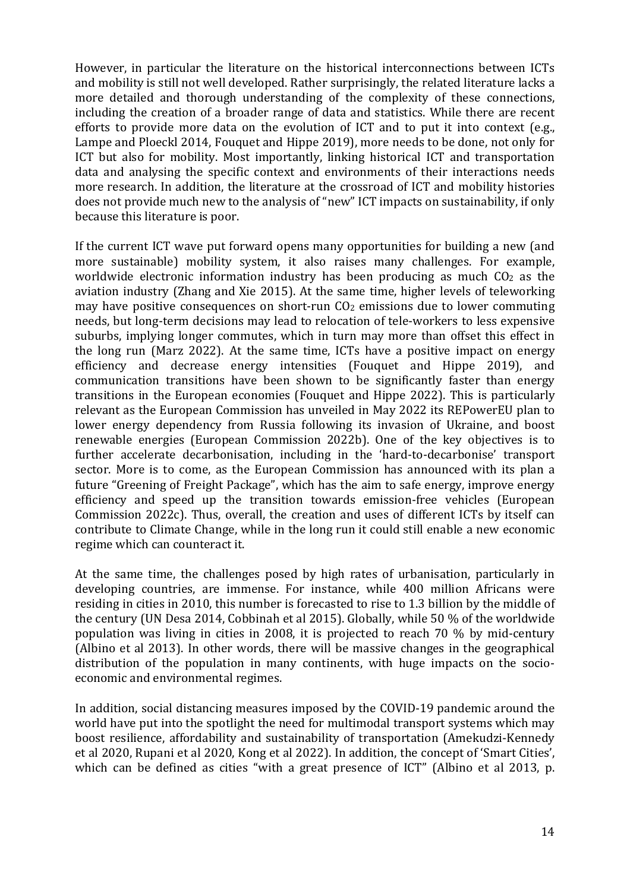However, in particular the literature on the historical interconnections between ICTs and mobility is still not well developed. Rather surprisingly, the related literature lacks a more detailed and thorough understanding of the complexity of these connections, including the creation of a broader range of data and statistics. While there are recent efforts to provide more data on the evolution of ICT and to put it into context (e.g., Lampe and Ploeckl 2014, Fouquet and Hippe 2019), more needs to be done, not only for ICT but also for mobility. Most importantly, linking historical ICT and transportation data and analysing the specific context and environments of their interactions needs more research. In addition, the literature at the crossroad of ICT and mobility histories does not provide much new to the analysis of "new" ICT impacts on sustainability, if only because this literature is poor.

If the current ICT wave put forward opens many opportunities for building a new (and more sustainable) mobility system, it also raises many challenges. For example, worldwide electronic information industry has been producing as much $CO_2$ as the aviation industry (Zhang and Xie 2015). At the same time, higher levels of teleworking may have positive consequences on short-run $CO_2$ emissions due to lower commuting needs, but long-term decisions may lead to relocation of tele-workers to less expensive suburbs, implying longer commutes, which in turn may more than offset this effect in the long run (Marz 2022). At the same time, ICTs have a positive impact on energy efficiency and decrease energy intensities (Fouquet and Hippe 2019), and communication transitions have been shown to be significantly faster than energy transitions in the European economies (Fouquet and Hippe 2022). This is particularly relevant as the European Commission has unveiled in May 2022 its REPowerEU plan to lower energy dependency from Russia following its invasion of Ukraine, and boost renewable energies (European Commission 2022b). One of the key objectives is to further accelerate decarbonisation, including in the 'hard-to-decarbonise' transport sector. More is to come, as the European Commission has announced with its plan a future "Greening of Freight Package", which has the aim to safe energy, improve energy efficiency and speed up the transition towards emission-free vehicles (European Commission 2022c). Thus, overall, the creation and uses of different ICTs by itself can contribute to Climate Change, while in the long run it could still enable a new economic regime which can counteract it.

At the same time, the challenges posed by high rates of urbanisation, particularly in developing countries, are immense. For instance, while 400 million Africans were residing in cities in 2010, this number is forecasted to rise to 1.3 billion by the middle of the century (UN Desa 2014, Cobbinah et al 2015). Globally, while 50 % of the worldwide population was living in cities in 2008, it is projected to reach 70 % by mid-century (Albino et al 2013). In other words, there will be massive changes in the geographical distribution of the population in many continents, with huge impacts on the socio-economic and environmental regimes.

In addition, social distancing measures imposed by the COVID-19 pandemic around the world have put into the spotlight the need for multimodal transport systems which may boost resilience, affordability and sustainability of transportation (Amekudzi-Kennedy et al 2020, Rupani et al 2020, Kong et al 2022). In addition, the concept of 'Smart Cities', which can be defined as cities "with a great presence of ICT" (Albino et al 2013, p.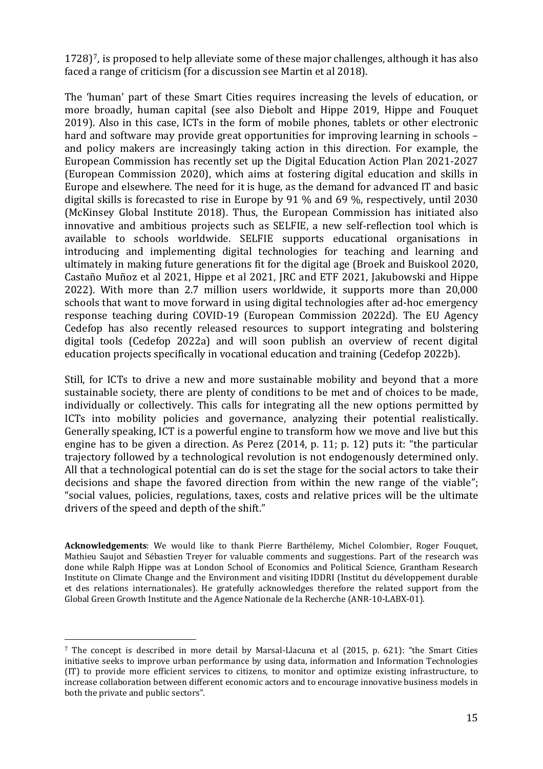1728)[7], is proposed to help alleviate some of these major challenges, although it has also faced a range of criticism (for a discussion see Martin et al 2018).

The 'human' part of these Smart Cities requires increasing the levels of education, or more broadly, human capital (see also Diebolt and Hippe 2019, Hippe and Fouquet 2019). Also in this case, ICTs in the form of mobile phones, tablets or other electronic hard and software may provide great opportunities for improving learning in schools – and policy makers are increasingly taking action in this direction. For example, the European Commission has recently set up the Digital Education Action Plan 2021-2027 (European Commission 2020), which aims at fostering digital education and skills in Europe and elsewhere. The need for it is huge, as the demand for advanced IT and basic digital skills is forecasted to rise in Europe by 91 % and 69 %, respectively, until 2030 (McKinsey Global Institute 2018). Thus, the European Commission has initiated also innovative and ambitious projects such as SELFIE, a new self-reflection tool which is available to schools worldwide. SELFIE supports educational organisations in introducing and implementing digital technologies for teaching and learning and ultimately in making future generations fit for the digital age (Broek and Buiskool 2020, Castaño Muñoz et al 2021, Hippe et al 2021, JRC and ETF 2021, Jakubowski and Hippe 2022). With more than 2.7 million users worldwide, it supports more than 20,000 schools that want to move forward in using digital technologies after ad-hoc emergency response teaching during COVID-19 (European Commission 2022d). The EU Agency Cedefop has also recently released resources to support integrating and bolstering digital tools (Cedefop 2022a) and will soon publish an overview of recent digital education projects specifically in vocational education and training (Cedefop 2022b).

Still, for ICTs to drive a new and more sustainable mobility and beyond that a more sustainable society, there are plenty of conditions to be met and of choices to be made, individually or collectively. This calls for integrating all the new options permitted by ICTs into mobility policies and governance, analyzing their potential realistically. Generally speaking, ICT is a powerful engine to transform how we move and live but this engine has to be given a direction. As Perez (2014, p. 11; p. 12) puts it: "the particular trajectory followed by a technological revolution is not endogenously determined only. All that a technological potential can do is set the stage for the social actors to take their decisions and shape the favored direction from within the new range of the viable"; "social values, policies, regulations, taxes, costs and relative prices will be the ultimate drivers of the speed and depth of the shift."

**Acknowledgements**: We would like to thank Pierre Barthélemy, Michel Colombier, Roger Fouquet, Mathieu Saujot and Sébastien Treyer for valuable comments and suggestions. Part of the research was done while Ralph Hippe was at London School of Economics and Political Science, Grantham Research Institute on Climate Change and the Environment and visiting IDDRI (Institut du développement durable et des relations internationales). He gratefully acknowledges therefore the related support from the Global Green Growth Institute and the Agence Nationale de la Recherche (ANR-10-LABX-01).

---

[7] The concept is described in more detail by Marsal-Llacuna et al (2015, p. 621): "the Smart Cities initiative seeks to improve urban performance by using data, information and Information Technologies (IT) to provide more efficient services to citizens, to monitor and optimize existing infrastructure, to increase collaboration between different economic actors and to encourage innovative business models in both the private and public sectors".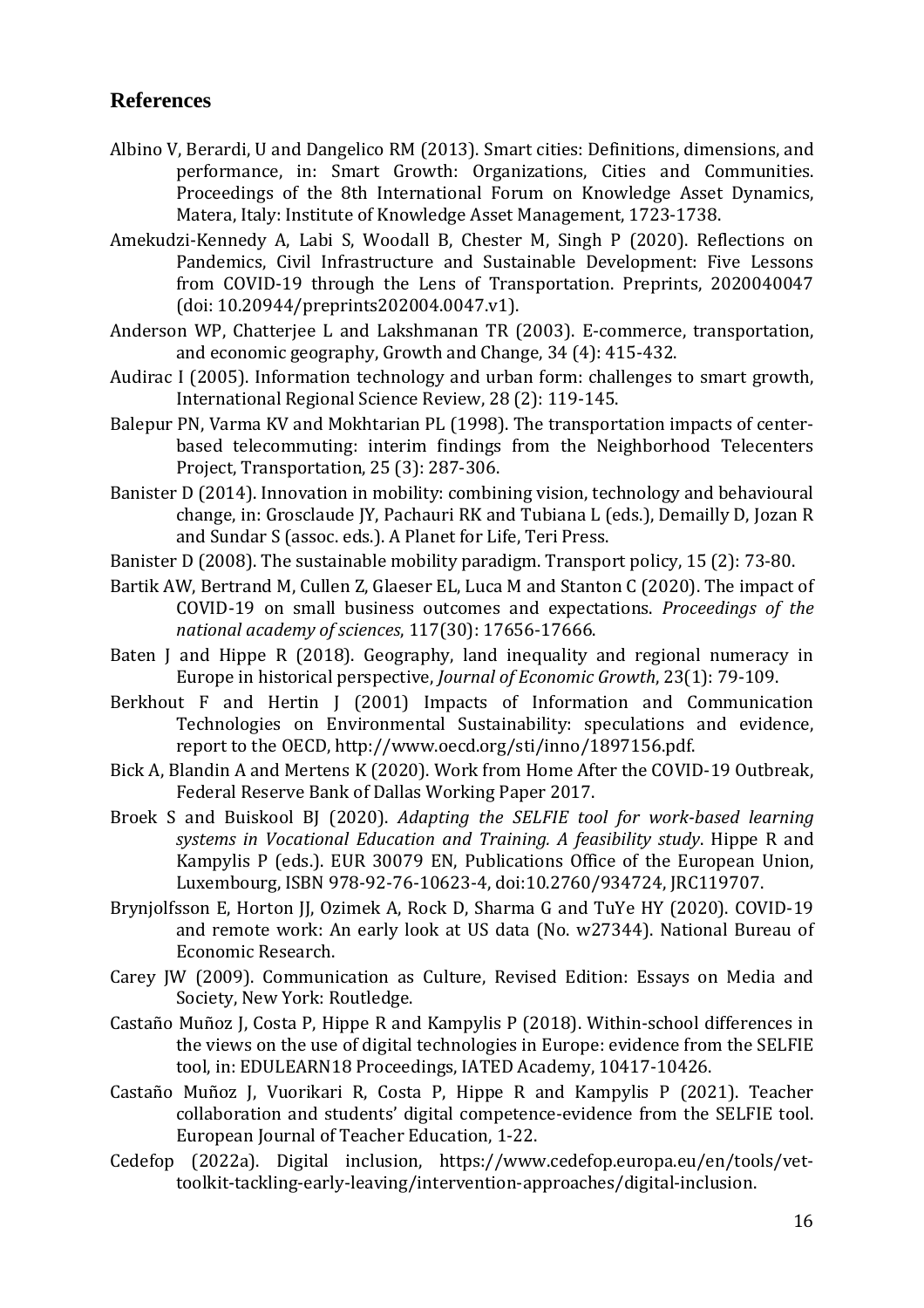## References

Albino V, Berardi, U and Dangelico RM (2013). Smart cities: Definitions, dimensions, and performance, in: Smart Growth: Organizations, Cities and Communities. Proceedings of the 8th International Forum on Knowledge Asset Dynamics, Matera, Italy: Institute of Knowledge Asset Management, 1723-1738.

Amekudzi-Kennedy A, Labi S, Woodall B, Chester M, Singh P (2020). Reflections on Pandemics, Civil Infrastructure and Sustainable Development: Five Lessons from COVID-19 through the Lens of Transportation. Preprints, 2020040047 (doi: 10.20944/preprints202004.0047.v1).

Anderson WP, Chatterjee L and Lakshmanan TR (2003). E-commerce, transportation, and economic geography, Growth and Change, 34 (4): 415-432.

Audirac I (2005). Information technology and urban form: challenges to smart growth, International Regional Science Review, 28 (2): 119-145.

Balepur PN, Varma KV and Mokhtarian PL (1998). The transportation impacts of center-based telecommuting: interim findings from the Neighborhood Telecenters Project, Transportation, 25 (3): 287-306.

Banister D (2014). Innovation in mobility: combining vision, technology and behavioural change, in: Grosclaude JY, Pachauri RK and Tubiana L (eds.), Demailly D, Jozan R and Sundar S (assoc. eds.). A Planet for Life, Teri Press.

Banister D (2008). The sustainable mobility paradigm. Transport policy, 15 (2): 73-80.

Bartik AW, Bertrand M, Cullen Z, Glaeser EL, Luca M and Stanton C (2020). The impact of COVID-19 on small business outcomes and expectations. *Proceedings of the national academy of sciences*, 117(30): 17656-17666.

Baten J and Hippe R (2018). Geography, land inequality and regional numeracy in Europe in historical perspective, *Journal of Economic Growth*, 23(1): 79-109.

Berkhout F and Hertin J (2001) Impacts of Information and Communication Technologies on Environmental Sustainability: speculations and evidence, report to the OECD, http://www.oecd.org/sti/inno/1897156.pdf.

Bick A, Blandin A and Mertens K (2020). Work from Home After the COVID-19 Outbreak, Federal Reserve Bank of Dallas Working Paper 2017.

Broek S and Buiskool BJ (2020). *Adapting the SELFIE tool for work-based learning systems in Vocational Education and Training. A feasibility study*. Hippe R and Kampylis P (eds.). EUR 30079 EN, Publications Office of the European Union, Luxembourg, ISBN 978-92-76-10623-4, doi:10.2760/934724, JRC119707.

Brynjolfsson E, Horton JJ, Ozimek A, Rock D, Sharma G and TuYe HY (2020). COVID-19 and remote work: An early look at US data (No. w27344). National Bureau of Economic Research.

Carey JW (2009). Communication as Culture, Revised Edition: Essays on Media and Society, New York: Routledge.

Castaño Muñoz J, Costa P, Hippe R and Kampylis P (2018). Within-school differences in the views on the use of digital technologies in Europe: evidence from the SELFIE tool, in: EDULEARN18 Proceedings, IATED Academy, 10417-10426.

Castaño Muñoz J, Vuorikari R, Costa P, Hippe R and Kampylis P (2021). Teacher collaboration and students' digital competence-evidence from the SELFIE tool. European Journal of Teacher Education, 1-22.

Cedefop (2022a). Digital inclusion, https://www.cedefop.europa.eu/en/tools/vet-toolkit-tackling-early-leaving/intervention-approaches/digital-inclusion.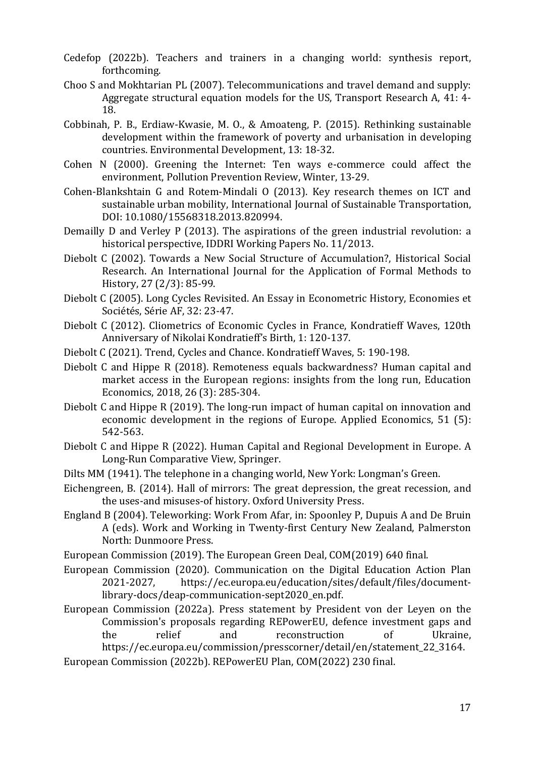Cedefop (2022b). Teachers and trainers in a changing world: synthesis report, forthcoming.

Choo S and Mokhtarian PL (2007). Telecommunications and travel demand and supply: Aggregate structural equation models for the US, Transport Research A, 41: 4-18.

Cobbinah, P. B., Erdiaw-Kwasie, M. O., & Amoateng, P. (2015). Rethinking sustainable development within the framework of poverty and urbanisation in developing countries. Environmental Development, 13: 18-32.

Cohen N (2000). Greening the Internet: Ten ways e-commerce could affect the environment, Pollution Prevention Review, Winter, 13-29.

Cohen-Blankshtain G and Rotem-Mindali O (2013). Key research themes on ICT and sustainable urban mobility, International Journal of Sustainable Transportation, DOI: 10.1080/15568318.2013.820994.

Demailly D and Verley P (2013). The aspirations of the green industrial revolution: a historical perspective, IDDRI Working Papers No. 11/2013.

Diebolt C (2002). Towards a New Social Structure of Accumulation?, Historical Social Research. An International Journal for the Application of Formal Methods to History, 27 (2/3): 85-99.

Diebolt C (2005). Long Cycles Revisited. An Essay in Econometric History, Economies et Sociétés, Série AF, 32: 23-47.

Diebolt C (2012). Cliometrics of Economic Cycles in France, Kondratieff Waves, 120th Anniversary of Nikolai Kondratieff's Birth, 1: 120-137.

Diebolt C (2021). Trend, Cycles and Chance. Kondratieff Waves, 5: 190-198.

Diebolt C and Hippe R (2018). Remoteness equals backwardness? Human capital and market access in the European regions: insights from the long run, Education Economics, 2018, 26 (3): 285-304.

Diebolt C and Hippe R (2019). The long-run impact of human capital on innovation and economic development in the regions of Europe. Applied Economics, 51 (5): 542-563.

Diebolt C and Hippe R (2022). Human Capital and Regional Development in Europe. A Long-Run Comparative View, Springer.

Dilts MM (1941). The telephone in a changing world, New York: Longman's Green.

Eichengreen, B. (2014). Hall of mirrors: The great depression, the great recession, and the uses-and misuses-of history. Oxford University Press.

England B (2004). Teleworking: Work From Afar, in: Spoonley P, Dupuis A and De Bruin A (eds). Work and Working in Twenty-first Century New Zealand, Palmerston North: Dunmoore Press.

European Commission (2019). The European Green Deal, COM(2019) 640 final.

European Commission (2020). Communication on the Digital Education Action Plan 2021-2027, https://ec.europa.eu/education/sites/default/files/document-library-docs/deap-communication-sept2020_en.pdf.

European Commission (2022a). Press statement by President von der Leyen on the Commission's proposals regarding REPowerEU, defence investment gaps and the relief and reconstruction of Ukraine, https://ec.europa.eu/commission/presscorner/detail/en/statement_22_3164.

European Commission (2022b). REPowerEU Plan, COM(2022) 230 final.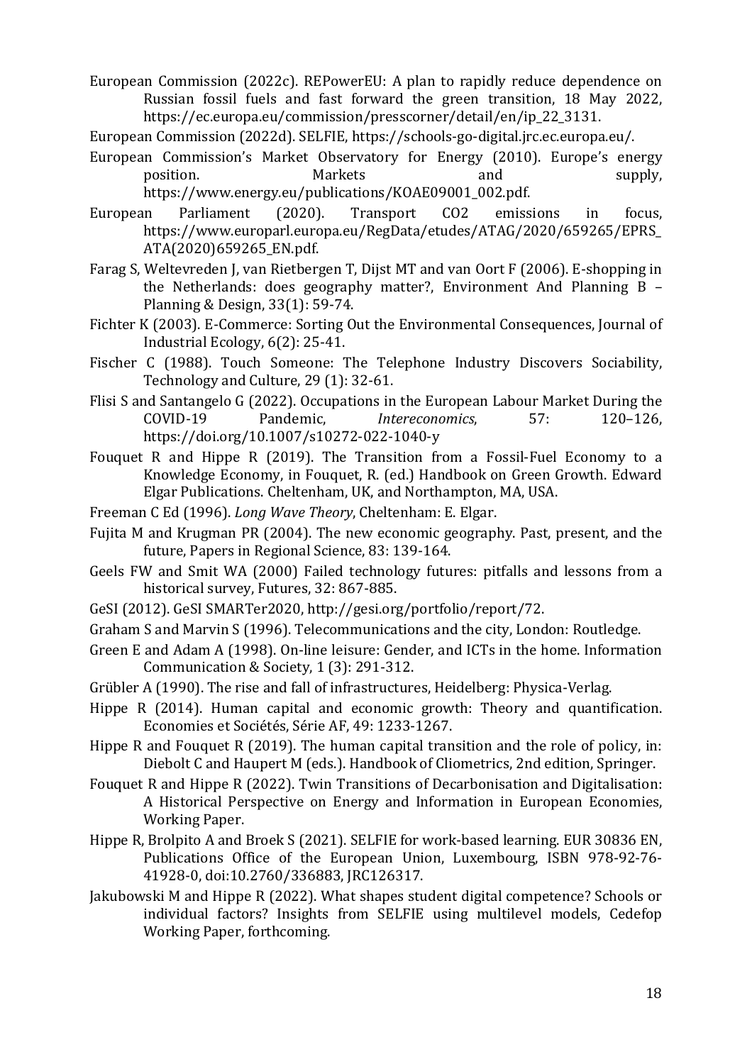European Commission (2022c). REPowerEU: A plan to rapidly reduce dependence on Russian fossil fuels and fast forward the green transition, 18 May 2022, https://ec.europa.eu/commission/presscorner/detail/en/ip_22_3131.

European Commission (2022d). SELFIE, https://schools-go-digital.jrc.ec.europa.eu/.

European Commission's Market Observatory for Energy (2010). Europe's energy position. Markets and supply, https://www.energy.eu/publications/KOAE09001_002.pdf.

European Parliament (2020). Transport CO2 emissions in focus, https://www.europarl.europa.eu/RegData/etudes/ATAG/2020/659265/EPRS_ATA(2020)659265_EN.pdf.

Farag S, Weltevreden J, van Rietbergen T, Dijst MT and van Oort F (2006). E-shopping in the Netherlands: does geography matter?, Environment And Planning B – Planning & Design, 33(1): 59-74.

Fichter K (2003). E-Commerce: Sorting Out the Environmental Consequences, Journal of Industrial Ecology, 6(2): 25-41.

Fischer C (1988). Touch Someone: The Telephone Industry Discovers Sociability, Technology and Culture, 29 (1): 32-61.

Flisi S and Santangelo G (2022). Occupations in the European Labour Market During the COVID-19 Pandemic, *Intereconomics*, 57: 120–126, https://doi.org/10.1007/s10272-022-1040-y

Fouquet R and Hippe R (2019). The Transition from a Fossil-Fuel Economy to a Knowledge Economy, in Fouquet, R. (ed.) Handbook on Green Growth. Edward Elgar Publications. Cheltenham, UK, and Northampton, MA, USA.

Freeman C Ed (1996). *Long Wave Theory*, Cheltenham: E. Elgar.

Fujita M and Krugman PR (2004). The new economic geography. Past, present, and the future, Papers in Regional Science, 83: 139-164.

Geels FW and Smit WA (2000) Failed technology futures: pitfalls and lessons from a historical survey, Futures, 32: 867-885.

GeSI (2012). GeSI SMARTer2020, http://gesi.org/portfolio/report/72.

Graham S and Marvin S (1996). Telecommunications and the city, London: Routledge.

Green E and Adam A (1998). On-line leisure: Gender, and ICTs in the home. Information Communication & Society, 1 (3): 291-312.

Grübler A (1990). The rise and fall of infrastructures, Heidelberg: Physica-Verlag.

Hippe R (2014). Human capital and economic growth: Theory and quantification. Economies et Sociétés, Série AF, 49: 1233-1267.

Hippe R and Fouquet R (2019). The human capital transition and the role of policy, in: Diebolt C and Haupert M (eds.). Handbook of Cliometrics, 2nd edition, Springer.

Fouquet R and Hippe R (2022). Twin Transitions of Decarbonisation and Digitalisation: A Historical Perspective on Energy and Information in European Economies, Working Paper.

Hippe R, Brolpito A and Broek S (2021). SELFIE for work-based learning. EUR 30836 EN, Publications Office of the European Union, Luxembourg, ISBN 978-92-76-41928-0, doi:10.2760/336883, JRC126317.

Jakubowski M and Hippe R (2022). What shapes student digital competence? Schools or individual factors? Insights from SELFIE using multilevel models, Cedefop Working Paper, forthcoming.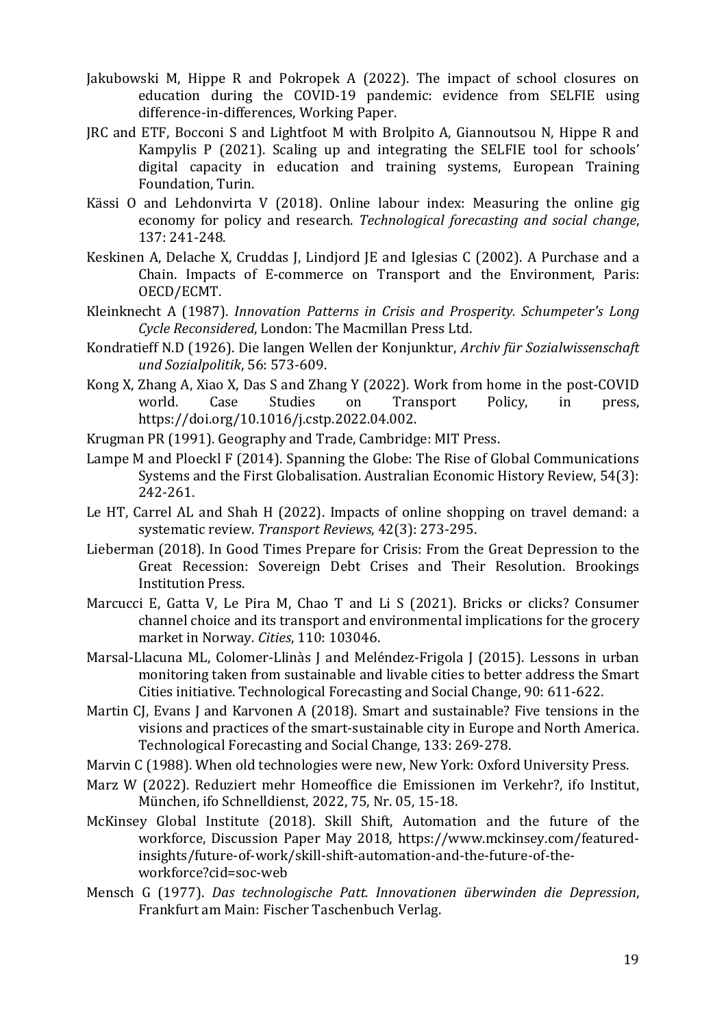Jakubowski M, Hippe R and Pokropek A (2022). The impact of school closures on education during the COVID-19 pandemic: evidence from SELFIE using difference-in-differences, Working Paper.

JRC and ETF, Bocconi S and Lightfoot M with Brolpito A, Giannoutsou N, Hippe R and Kampylis P (2021). Scaling up and integrating the SELFIE tool for schools' digital capacity in education and training systems, European Training Foundation, Turin.

Kässi O and Lehdonvirta V (2018). Online labour index: Measuring the online gig economy for policy and research. *Technological forecasting and social change*, 137: 241-248.

Keskinen A, Delache X, Cruddas J, Lindjord JE and Iglesias C (2002). A Purchase and a Chain. Impacts of E-commerce on Transport and the Environment, Paris: OECD/ECMT.

Kleinknecht A (1987). *Innovation Patterns in Crisis and Prosperity. Schumpeter's Long Cycle Reconsidered*, London: The Macmillan Press Ltd.

Kondratieff N.D (1926). Die langen Wellen der Konjunktur, *Archiv für Sozialwissenschaft und Sozialpolitik*, 56: 573-609.

Kong X, Zhang A, Xiao X, Das S and Zhang Y (2022). Work from home in the post-COVID world. Case Studies on Transport Policy, in press, https://doi.org/10.1016/j.cstp.2022.04.002.

Krugman PR (1991). Geography and Trade, Cambridge: MIT Press.

Lampe M and Ploeckl F (2014). Spanning the Globe: The Rise of Global Communications Systems and the First Globalisation. Australian Economic History Review, 54(3): 242-261.

Le HT, Carrel AL and Shah H (2022). Impacts of online shopping on travel demand: a systematic review. *Transport Reviews*, 42(3): 273-295.

Lieberman (2018). In Good Times Prepare for Crisis: From the Great Depression to the Great Recession: Sovereign Debt Crises and Their Resolution. Brookings Institution Press.

Marcucci E, Gatta V, Le Pira M, Chao T and Li S (2021). Bricks or clicks? Consumer channel choice and its transport and environmental implications for the grocery market in Norway. *Cities*, 110: 103046.

Marsal-Llacuna ML, Colomer-Llinàs J and Meléndez-Frigola J (2015). Lessons in urban monitoring taken from sustainable and livable cities to better address the Smart Cities initiative. Technological Forecasting and Social Change, 90: 611-622.

Martin CJ, Evans J and Karvonen A (2018). Smart and sustainable? Five tensions in the visions and practices of the smart-sustainable city in Europe and North America. Technological Forecasting and Social Change, 133: 269-278.

Marvin C (1988). When old technologies were new, New York: Oxford University Press.

Marz W (2022). Reduziert mehr Homeoffice die Emissionen im Verkehr?, ifo Institut, München, ifo Schnelldienst, 2022, 75, Nr. 05, 15-18.

McKinsey Global Institute (2018). Skill Shift, Automation and the future of the workforce, Discussion Paper May 2018, https://www.mckinsey.com/featured-insights/future-of-work/skill-shift-automation-and-the-future-of-the-workforce?cid=soc-web

Mensch G (1977). *Das technologische Patt. Innovationen überwinden die Depression*, Frankfurt am Main: Fischer Taschenbuch Verlag.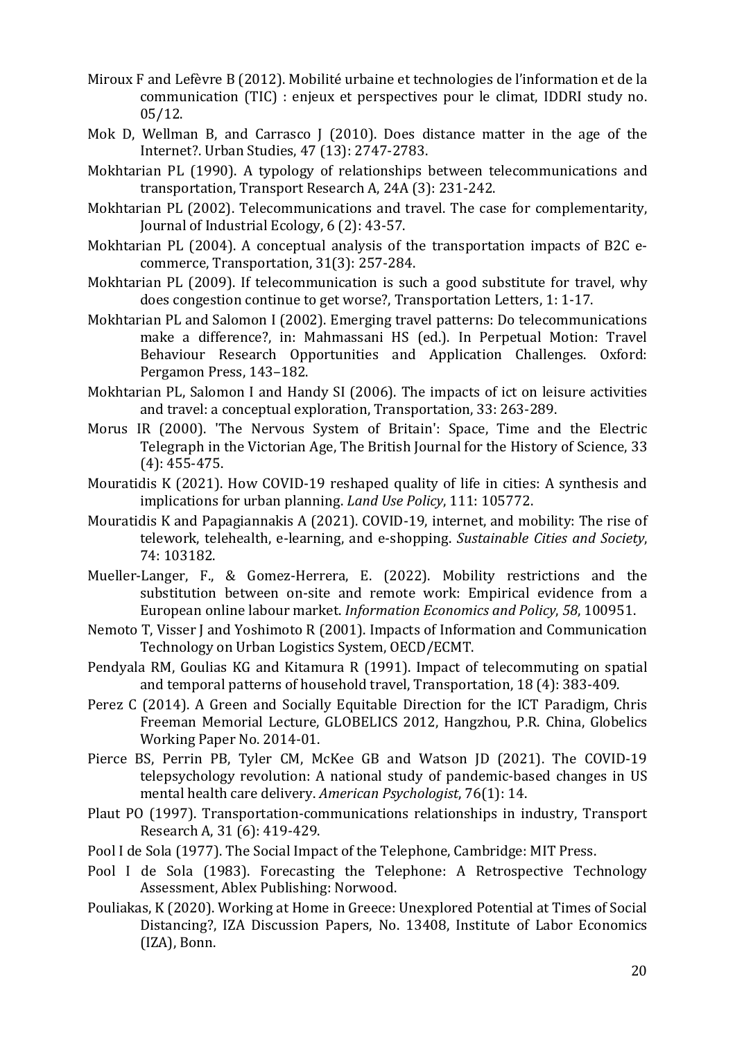Miroux F and Lefèvre B (2012). Mobilité urbaine et technologies de l'information et de la communication (TIC) : enjeux et perspectives pour le climat, IDDRI study no. 05/12.

Mok D, Wellman B, and Carrasco J (2010). Does distance matter in the age of the Internet?. Urban Studies, 47 (13): 2747-2783.

Mokhtarian PL (1990). A typology of relationships between telecommunications and transportation, Transport Research A, 24A (3): 231-242.

Mokhtarian PL (2002). Telecommunications and travel. The case for complementarity, Journal of Industrial Ecology, 6 (2): 43-57.

Mokhtarian PL (2004). A conceptual analysis of the transportation impacts of B2C e-commerce, Transportation, 31(3): 257-284.

Mokhtarian PL (2009). If telecommunication is such a good substitute for travel, why does congestion continue to get worse?, Transportation Letters, 1: 1-17.

Mokhtarian PL and Salomon I (2002). Emerging travel patterns: Do telecommunications make a difference?, in: Mahmassani HS (ed.). In Perpetual Motion: Travel Behaviour Research Opportunities and Application Challenges. Oxford: Pergamon Press, 143–182.

Mokhtarian PL, Salomon I and Handy SI (2006). The impacts of ict on leisure activities and travel: a conceptual exploration, Transportation, 33: 263-289.

Morus IR (2000). 'The Nervous System of Britain': Space, Time and the Electric Telegraph in the Victorian Age, The British Journal for the History of Science, 33 (4): 455-475.

Mouratidis K (2021). How COVID-19 reshaped quality of life in cities: A synthesis and implications for urban planning. *Land Use Policy*, 111: 105772.

Mouratidis K and Papagiannakis A (2021). COVID-19, internet, and mobility: The rise of telework, telehealth, e-learning, and e-shopping. *Sustainable Cities and Society*, 74: 103182.

Mueller-Langer, F., & Gomez-Herrera, E. (2022). Mobility restrictions and the substitution between on-site and remote work: Empirical evidence from a European online labour market. *Information Economics and Policy*, *58*, 100951.

Nemoto T, Visser J and Yoshimoto R (2001). Impacts of Information and Communication Technology on Urban Logistics System, OECD/ECMT.

Pendyala RM, Goulias KG and Kitamura R (1991). Impact of telecommuting on spatial and temporal patterns of household travel, Transportation, 18 (4): 383-409.

Perez C (2014). A Green and Socially Equitable Direction for the ICT Paradigm, Chris Freeman Memorial Lecture, GLOBELICS 2012, Hangzhou, P.R. China, Globelics Working Paper No. 2014-01.

Pierce BS, Perrin PB, Tyler CM, McKee GB and Watson JD (2021). The COVID-19 telepsychology revolution: A national study of pandemic-based changes in US mental health care delivery. *American Psychologist*, 76(1): 14.

Plaut PO (1997). Transportation-communications relationships in industry, Transport Research A, 31 (6): 419-429.

Pool I de Sola (1977). The Social Impact of the Telephone, Cambridge: MIT Press.

Pool I de Sola (1983). Forecasting the Telephone: A Retrospective Technology Assessment, Ablex Publishing: Norwood.

Pouliakas, K (2020). Working at Home in Greece: Unexplored Potential at Times of Social Distancing?, IZA Discussion Papers, No. 13408, Institute of Labor Economics (IZA), Bonn.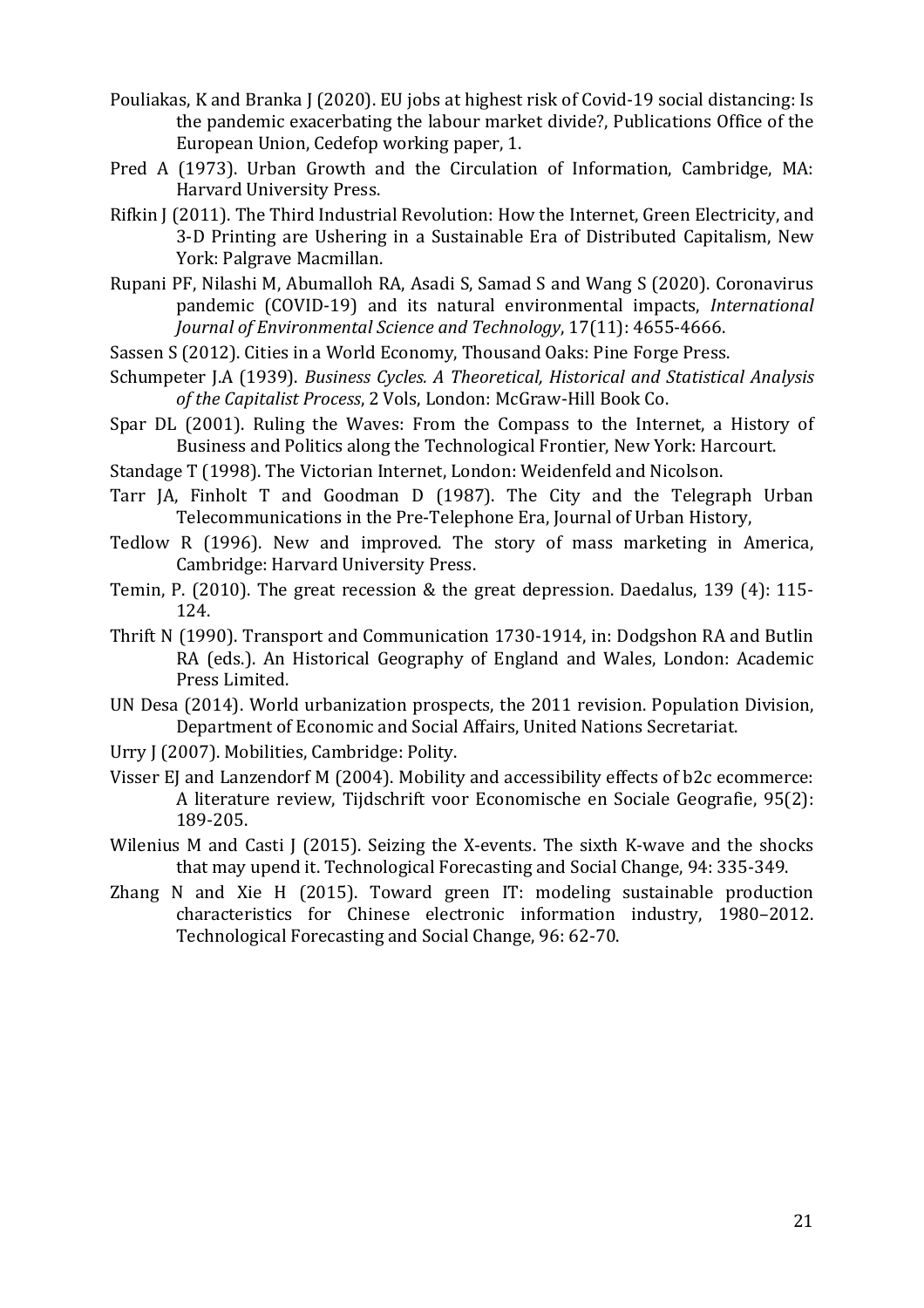Pouliakas, K and Branka J (2020). EU jobs at highest risk of Covid-19 social distancing: Is the pandemic exacerbating the labour market divide?, Publications Office of the European Union, Cedefop working paper, 1.

Pred A (1973). Urban Growth and the Circulation of Information, Cambridge, MA: Harvard University Press.

Rifkin J (2011). The Third Industrial Revolution: How the Internet, Green Electricity, and 3-D Printing are Ushering in a Sustainable Era of Distributed Capitalism, New York: Palgrave Macmillan.

Rupani PF, Nilashi M, Abumalloh RA, Asadi S, Samad S and Wang S (2020). Coronavirus pandemic (COVID-19) and its natural environmental impacts, *International Journal of Environmental Science and Technology*, 17(11): 4655-4666.

Sassen S (2012). Cities in a World Economy, Thousand Oaks: Pine Forge Press.

Schumpeter J.A (1939). *Business Cycles. A Theoretical, Historical and Statistical Analysis of the Capitalist Process*, 2 Vols, London: McGraw-Hill Book Co.

Spar DL (2001). Ruling the Waves: From the Compass to the Internet, a History of Business and Politics along the Technological Frontier, New York: Harcourt.

Standage T (1998). The Victorian Internet, London: Weidenfeld and Nicolson.

Tarr JA, Finholt T and Goodman D (1987). The City and the Telegraph Urban Telecommunications in the Pre-Telephone Era, Journal of Urban History,

Tedlow R (1996). New and improved. The story of mass marketing in America, Cambridge: Harvard University Press.

Temin, P. (2010). The great recession & the great depression. Daedalus, 139 (4): 115-124.

Thrift N (1990). Transport and Communication 1730-1914, in: Dodgshon RA and Butlin RA (eds.). An Historical Geography of England and Wales, London: Academic Press Limited.

UN Desa (2014). World urbanization prospects, the 2011 revision. Population Division, Department of Economic and Social Affairs, United Nations Secretariat.

Urry J (2007). Mobilities, Cambridge: Polity.

Visser EJ and Lanzendorf M (2004). Mobility and accessibility effects of b2c ecommerce: A literature review, Tijdschrift voor Economische en Sociale Geografie, 95(2): 189-205.

Wilenius M and Casti J (2015). Seizing the X-events. The sixth K-wave and the shocks that may upend it. Technological Forecasting and Social Change, 94: 335-349.

Zhang N and Xie H (2015). Toward green IT: modeling sustainable production characteristics for Chinese electronic information industry, 1980–2012. Technological Forecasting and Social Change, 96: 62-70.